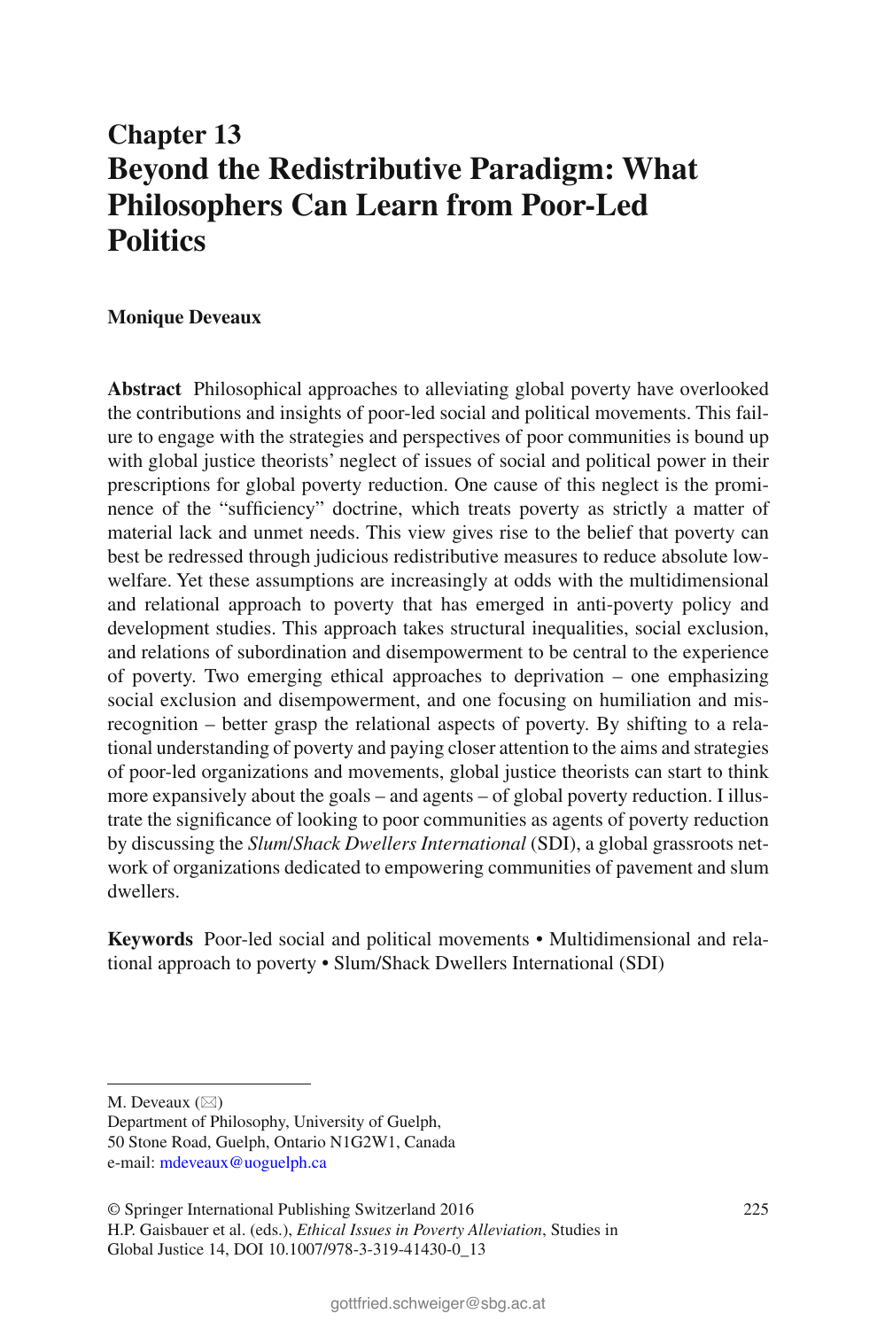# Chapter 13
# Beyond the Redistributive Paradigm: What Philosophers Can Learn from Poor-Led Politics

**Monique Deveaux**

**Abstract** Philosophical approaches to alleviating global poverty have overlooked the contributions and insights of poor-led social and political movements. This failure to engage with the strategies and perspectives of poor communities is bound up with global justice theorists' neglect of issues of social and political power in their prescriptions for global poverty reduction. One cause of this neglect is the prominence of the "sufficiency" doctrine, which treats poverty as strictly a matter of material lack and unmet needs. This view gives rise to the belief that poverty can best be redressed through judicious redistributive measures to reduce absolute low-welfare. Yet these assumptions are increasingly at odds with the multidimensional and relational approach to poverty that has emerged in anti-poverty policy and development studies. This approach takes structural inequalities, social exclusion, and relations of subordination and disempowerment to be central to the experience of poverty. Two emerging ethical approaches to deprivation – one emphasizing social exclusion and disempowerment, and one focusing on humiliation and misrecognition – better grasp the relational aspects of poverty. By shifting to a relational understanding of poverty and paying closer attention to the aims and strategies of poor-led organizations and movements, global justice theorists can start to think more expansively about the goals – and agents – of global poverty reduction. I illustrate the significance of looking to poor communities as agents of poverty reduction by discussing the *Slum/Shack Dwellers International* (SDI), a global grassroots network of organizations dedicated to empowering communities of pavement and slum dwellers.

**Keywords** Poor-led social and political movements • Multidimensional and relational approach to poverty • Slum/Shack Dwellers International (SDI)

---

M. Deveaux (✉)
Department of Philosophy, University of Guelph,
50 Stone Road, Guelph, Ontario N1G2W1, Canada
e-mail: mdeveaux@uoguelph.ca

© Springer International Publishing Switzerland 2016
H.P. Gaisbauer et al. (eds.), *Ethical Issues in Poverty Alleviation*, Studies in Global Justice 14, DOI 10.1007/978-3-319-41430-0_13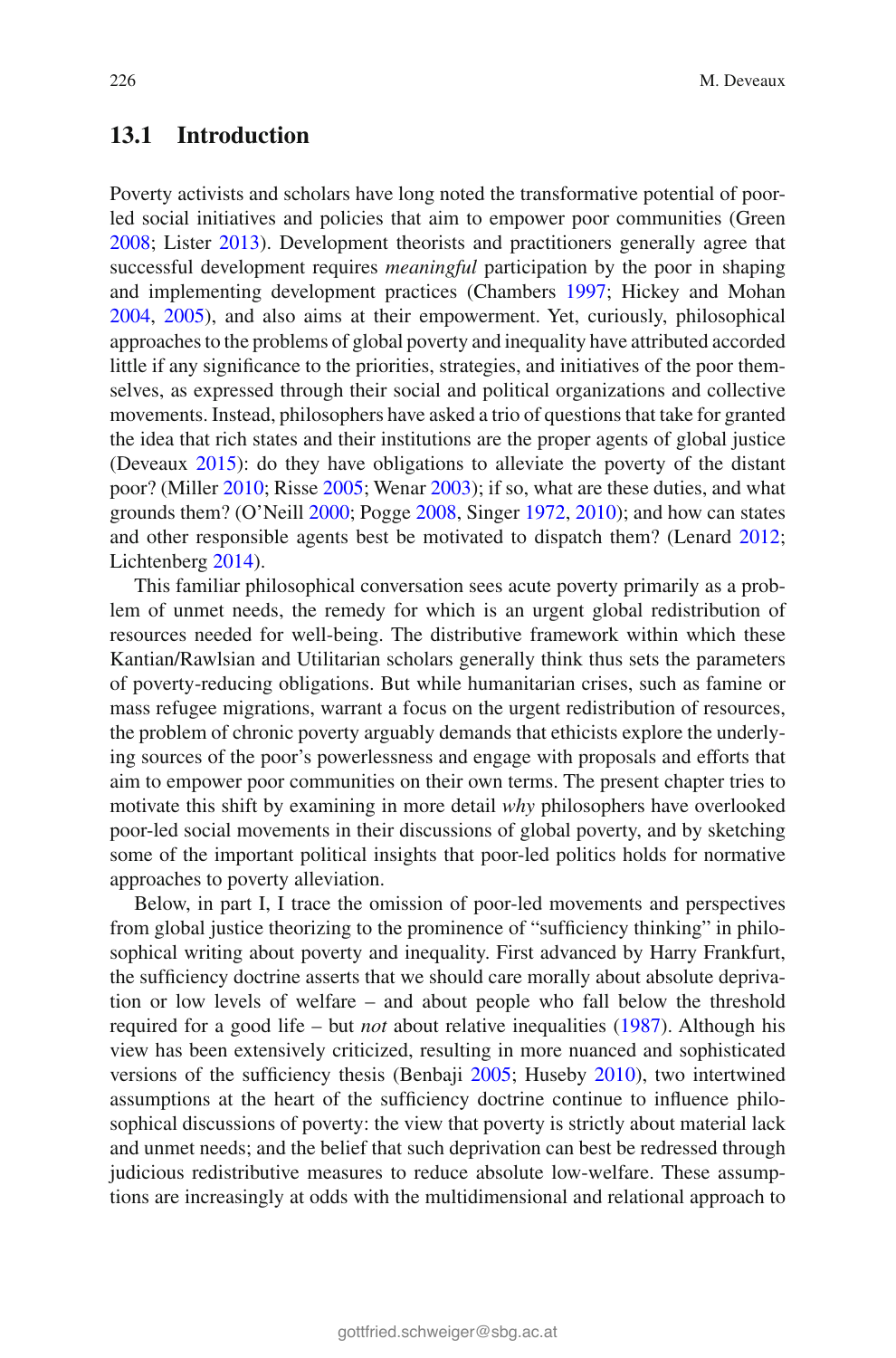## 13.1 Introduction

Poverty activists and scholars have long noted the transformative potential of poor-led social initiatives and policies that aim to empower poor communities (Green 2008; Lister 2013). Development theorists and practitioners generally agree that successful development requires *meaningful* participation by the poor in shaping and implementing development practices (Chambers 1997; Hickey and Mohan 2004, 2005), and also aims at their empowerment. Yet, curiously, philosophical approaches to the problems of global poverty and inequality have attributed accorded little if any significance to the priorities, strategies, and initiatives of the poor themselves, as expressed through their social and political organizations and collective movements. Instead, philosophers have asked a trio of questions that take for granted the idea that rich states and their institutions are the proper agents of global justice (Deveaux 2015): do they have obligations to alleviate the poverty of the distant poor? (Miller 2010; Risse 2005; Wenar 2003); if so, what are these duties, and what grounds them? (O'Neill 2000; Pogge 2008, Singer 1972, 2010); and how can states and other responsible agents best be motivated to dispatch them? (Lenard 2012; Lichtenberg 2014).

This familiar philosophical conversation sees acute poverty primarily as a problem of unmet needs, the remedy for which is an urgent global redistribution of resources needed for well-being. The distributive framework within which these Kantian/Rawlsian and Utilitarian scholars generally think thus sets the parameters of poverty-reducing obligations. But while humanitarian crises, such as famine or mass refugee migrations, warrant a focus on the urgent redistribution of resources, the problem of chronic poverty arguably demands that ethicists explore the underlying sources of the poor's powerlessness and engage with proposals and efforts that aim to empower poor communities on their own terms. The present chapter tries to motivate this shift by examining in more detail *why* philosophers have overlooked poor-led social movements in their discussions of global poverty, and by sketching some of the important political insights that poor-led politics holds for normative approaches to poverty alleviation.

Below, in part I, I trace the omission of poor-led movements and perspectives from global justice theorizing to the prominence of "sufficiency thinking" in philosophical writing about poverty and inequality. First advanced by Harry Frankfurt, the sufficiency doctrine asserts that we should care morally about absolute deprivation or low levels of welfare – and about people who fall below the threshold required for a good life – but *not* about relative inequalities (1987). Although his view has been extensively criticized, resulting in more nuanced and sophisticated versions of the sufficiency thesis (Benbaji 2005; Huseby 2010), two intertwined assumptions at the heart of the sufficiency doctrine continue to influence philosophical discussions of poverty: the view that poverty is strictly about material lack and unmet needs; and the belief that such deprivation can best be redressed through judicious redistributive measures to reduce absolute low-welfare. These assumptions are increasingly at odds with the multidimensional and relational approach to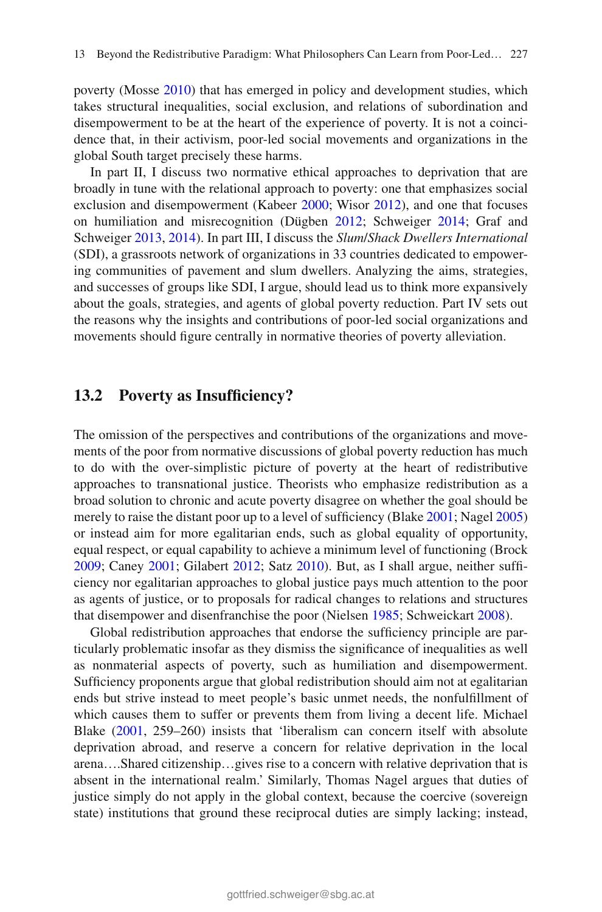poverty (Mosse 2010) that has emerged in policy and development studies, which takes structural inequalities, social exclusion, and relations of subordination and disempowerment to be at the heart of the experience of poverty. It is not a coincidence that, in their activism, poor-led social movements and organizations in the global South target precisely these harms.

In part II, I discuss two normative ethical approaches to deprivation that are broadly in tune with the relational approach to poverty: one that emphasizes social exclusion and disempowerment (Kabeer 2000; Wisor 2012), and one that focuses on humiliation and misrecognition (Dügben 2012; Schweiger 2014; Graf and Schweiger 2013, 2014). In part III, I discuss the *Slum/Shack Dwellers International* (SDI), a grassroots network of organizations in 33 countries dedicated to empowering communities of pavement and slum dwellers. Analyzing the aims, strategies, and successes of groups like SDI, I argue, should lead us to think more expansively about the goals, strategies, and agents of global poverty reduction. Part IV sets out the reasons why the insights and contributions of poor-led social organizations and movements should figure centrally in normative theories of poverty alleviation.

## 13.2 Poverty as Insufficiency?

The omission of the perspectives and contributions of the organizations and movements of the poor from normative discussions of global poverty reduction has much to do with the over-simplistic picture of poverty at the heart of redistributive approaches to transnational justice. Theorists who emphasize redistribution as a broad solution to chronic and acute poverty disagree on whether the goal should be merely to raise the distant poor up to a level of sufficiency (Blake 2001; Nagel 2005) or instead aim for more egalitarian ends, such as global equality of opportunity, equal respect, or equal capability to achieve a minimum level of functioning (Brock 2009; Caney 2001; Gilabert 2012; Satz 2010). But, as I shall argue, neither sufficiency nor egalitarian approaches to global justice pays much attention to the poor as agents of justice, or to proposals for radical changes to relations and structures that disempower and disenfranchise the poor (Nielsen 1985; Schweickart 2008).

Global redistribution approaches that endorse the sufficiency principle are particularly problematic insofar as they dismiss the significance of inequalities as well as nonmaterial aspects of poverty, such as humiliation and disempowerment. Sufficiency proponents argue that global redistribution should aim not at egalitarian ends but strive instead to meet people's basic unmet needs, the nonfulfillment of which causes them to suffer or prevents them from living a decent life. Michael Blake (2001, 259–260) insists that 'liberalism can concern itself with absolute deprivation abroad, and reserve a concern for relative deprivation in the local arena….Shared citizenship…gives rise to a concern with relative deprivation that is absent in the international realm.' Similarly, Thomas Nagel argues that duties of justice simply do not apply in the global context, because the coercive (sovereign state) institutions that ground these reciprocal duties are simply lacking; instead,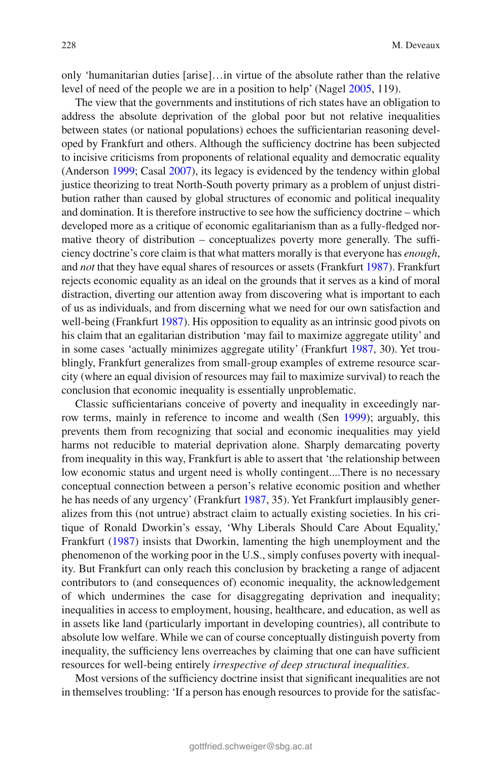only 'humanitarian duties [arise]…in virtue of the absolute rather than the relative level of need of the people we are in a position to help' (Nagel 2005, 119).

The view that the governments and institutions of rich states have an obligation to address the absolute deprivation of the global poor but not relative inequalities between states (or national populations) echoes the sufficientarian reasoning developed by Frankfurt and others. Although the sufficiency doctrine has been subjected to incisive criticisms from proponents of relational equality and democratic equality (Anderson 1999; Casal 2007), its legacy is evidenced by the tendency within global justice theorizing to treat North-South poverty primary as a problem of unjust distribution rather than caused by global structures of economic and political inequality and domination. It is therefore instructive to see how the sufficiency doctrine – which developed more as a critique of economic egalitarianism than as a fully-fledged normative theory of distribution – conceptualizes poverty more generally. The sufficiency doctrine's core claim is that what matters morally is that everyone has *enough*, and *not* that they have equal shares of resources or assets (Frankfurt 1987). Frankfurt rejects economic equality as an ideal on the grounds that it serves as a kind of moral distraction, diverting our attention away from discovering what is important to each of us as individuals, and from discerning what we need for our own satisfaction and well-being (Frankfurt 1987). His opposition to equality as an intrinsic good pivots on his claim that an egalitarian distribution 'may fail to maximize aggregate utility' and in some cases 'actually minimizes aggregate utility' (Frankfurt 1987, 30). Yet troublingly, Frankfurt generalizes from small-group examples of extreme resource scarcity (where an equal division of resources may fail to maximize survival) to reach the conclusion that economic inequality is essentially unproblematic.

Classic sufficientarians conceive of poverty and inequality in exceedingly narrow terms, mainly in reference to income and wealth (Sen 1999); arguably, this prevents them from recognizing that social and economic inequalities may yield harms not reducible to material deprivation alone. Sharply demarcating poverty from inequality in this way, Frankfurt is able to assert that 'the relationship between low economic status and urgent need is wholly contingent....There is no necessary conceptual connection between a person's relative economic position and whether he has needs of any urgency' (Frankfurt 1987, 35). Yet Frankfurt implausibly generalizes from this (not untrue) abstract claim to actually existing societies. In his critique of Ronald Dworkin's essay, 'Why Liberals Should Care About Equality,' Frankfurt (1987) insists that Dworkin, lamenting the high unemployment and the phenomenon of the working poor in the U.S., simply confuses poverty with inequality. But Frankfurt can only reach this conclusion by bracketing a range of adjacent contributors to (and consequences of) economic inequality, the acknowledgement of which undermines the case for disaggregating deprivation and inequality; inequalities in access to employment, housing, healthcare, and education, as well as in assets like land (particularly important in developing countries), all contribute to absolute low welfare. While we can of course conceptually distinguish poverty from inequality, the sufficiency lens overreaches by claiming that one can have sufficient resources for well-being entirely *irrespective of deep structural inequalities*.

Most versions of the sufficiency doctrine insist that significant inequalities are not in themselves troubling: 'If a person has enough resources to provide for the satisfac-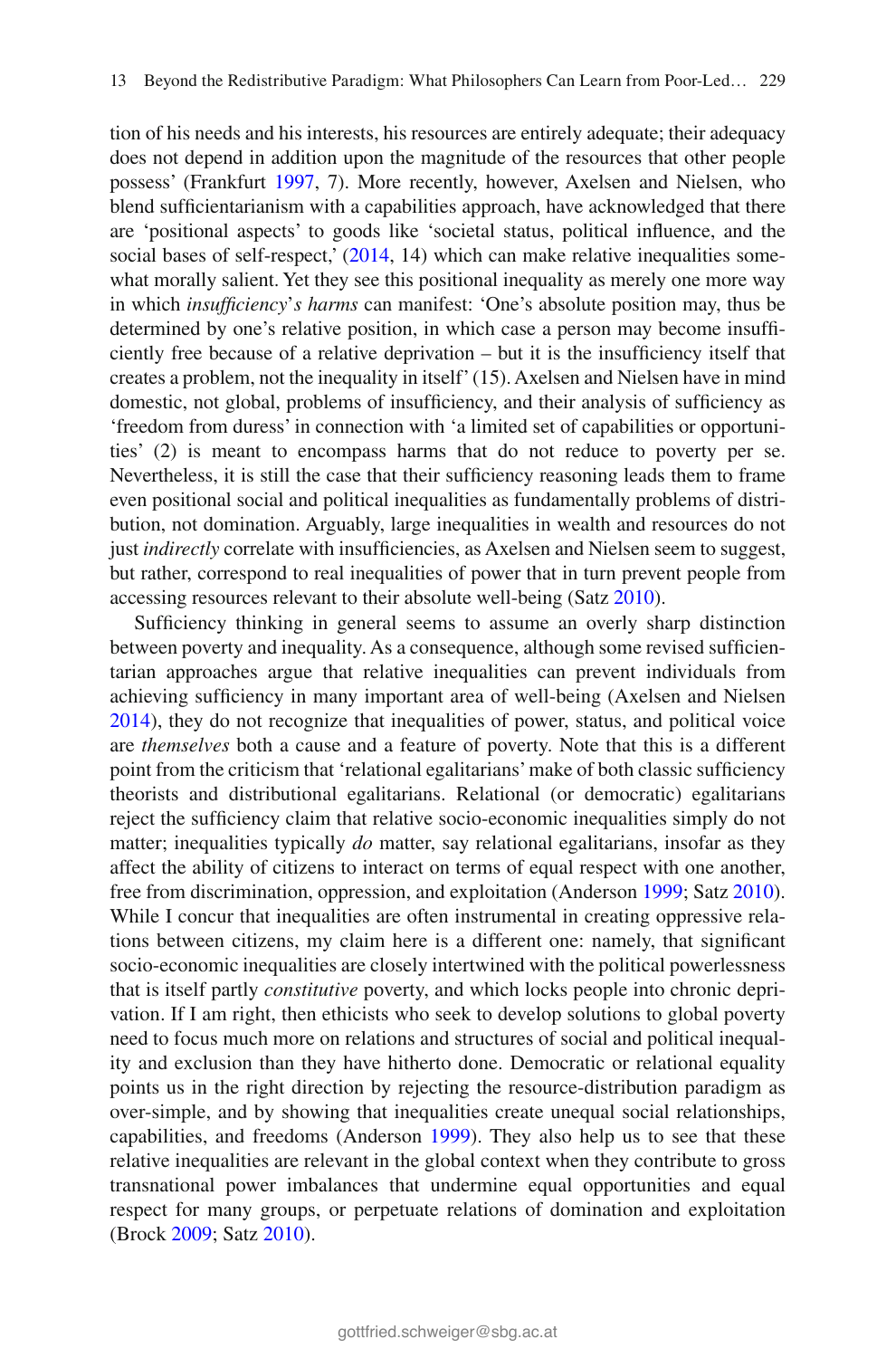tion of his needs and his interests, his resources are entirely adequate; their adequacy does not depend in addition upon the magnitude of the resources that other people possess' (Frankfurt 1997, 7). More recently, however, Axelsen and Nielsen, who blend sufficientarianism with a capabilities approach, have acknowledged that there are 'positional aspects' to goods like 'societal status, political influence, and the social bases of self-respect,' (2014, 14) which can make relative inequalities somewhat morally salient. Yet they see this positional inequality as merely one more way in which *insufficiency*'*s harms* can manifest: 'One's absolute position may, thus be determined by one's relative position, in which case a person may become insufficiently free because of a relative deprivation – but it is the insufficiency itself that creates a problem, not the inequality in itself' (15). Axelsen and Nielsen have in mind domestic, not global, problems of insufficiency, and their analysis of sufficiency as 'freedom from duress' in connection with 'a limited set of capabilities or opportunities' (2) is meant to encompass harms that do not reduce to poverty per se. Nevertheless, it is still the case that their sufficiency reasoning leads them to frame even positional social and political inequalities as fundamentally problems of distribution, not domination. Arguably, large inequalities in wealth and resources do not just *indirectly* correlate with insufficiencies, as Axelsen and Nielsen seem to suggest, but rather, correspond to real inequalities of power that in turn prevent people from accessing resources relevant to their absolute well-being (Satz 2010).

Sufficiency thinking in general seems to assume an overly sharp distinction between poverty and inequality. As a consequence, although some revised sufficientarian approaches argue that relative inequalities can prevent individuals from achieving sufficiency in many important area of well-being (Axelsen and Nielsen 2014), they do not recognize that inequalities of power, status, and political voice are *themselves* both a cause and a feature of poverty. Note that this is a different point from the criticism that 'relational egalitarians' make of both classic sufficiency theorists and distributional egalitarians. Relational (or democratic) egalitarians reject the sufficiency claim that relative socio-economic inequalities simply do not matter; inequalities typically *do* matter, say relational egalitarians, insofar as they affect the ability of citizens to interact on terms of equal respect with one another, free from discrimination, oppression, and exploitation (Anderson 1999; Satz 2010). While I concur that inequalities are often instrumental in creating oppressive relations between citizens, my claim here is a different one: namely, that significant socio-economic inequalities are closely intertwined with the political powerlessness that is itself partly *constitutive* poverty, and which locks people into chronic deprivation. If I am right, then ethicists who seek to develop solutions to global poverty need to focus much more on relations and structures of social and political inequality and exclusion than they have hitherto done. Democratic or relational equality points us in the right direction by rejecting the resource-distribution paradigm as over-simple, and by showing that inequalities create unequal social relationships, capabilities, and freedoms (Anderson 1999). They also help us to see that these relative inequalities are relevant in the global context when they contribute to gross transnational power imbalances that undermine equal opportunities and equal respect for many groups, or perpetuate relations of domination and exploitation (Brock 2009; Satz 2010).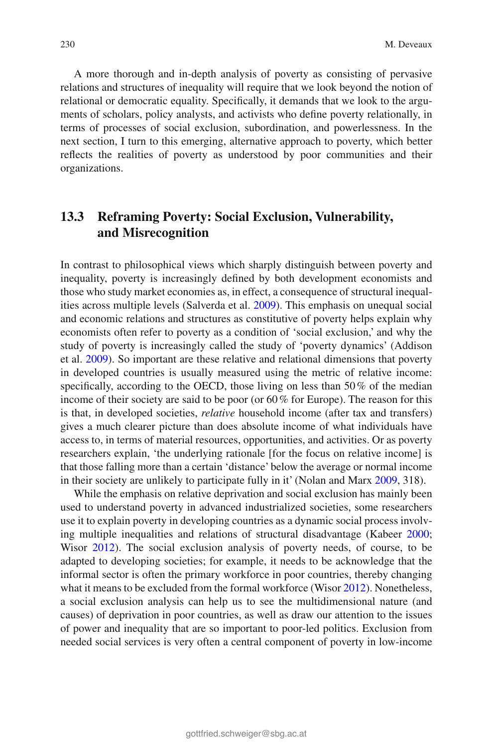A more thorough and in-depth analysis of poverty as consisting of pervasive relations and structures of inequality will require that we look beyond the notion of relational or democratic equality. Specifically, it demands that we look to the arguments of scholars, policy analysts, and activists who define poverty relationally, in terms of processes of social exclusion, subordination, and powerlessness. In the next section, I turn to this emerging, alternative approach to poverty, which better reflects the realities of poverty as understood by poor communities and their organizations.

## 13.3 Reframing Poverty: Social Exclusion, Vulnerability, and Misrecognition

In contrast to philosophical views which sharply distinguish between poverty and inequality, poverty is increasingly defined by both development economists and those who study market economies as, in effect, a consequence of structural inequalities across multiple levels (Salverda et al. 2009). This emphasis on unequal social and economic relations and structures as constitutive of poverty helps explain why economists often refer to poverty as a condition of 'social exclusion,' and why the study of poverty is increasingly called the study of 'poverty dynamics' (Addison et al. 2009). So important are these relative and relational dimensions that poverty in developed countries is usually measured using the metric of relative income: specifically, according to the OECD, those living on less than 50 % of the median income of their society are said to be poor (or 60 % for Europe). The reason for this is that, in developed societies, *relative* household income (after tax and transfers) gives a much clearer picture than does absolute income of what individuals have access to, in terms of material resources, opportunities, and activities. Or as poverty researchers explain, 'the underlying rationale [for the focus on relative income] is that those falling more than a certain 'distance' below the average or normal income in their society are unlikely to participate fully in it' (Nolan and Marx 2009, 318).

While the emphasis on relative deprivation and social exclusion has mainly been used to understand poverty in advanced industrialized societies, some researchers use it to explain poverty in developing countries as a dynamic social process involving multiple inequalities and relations of structural disadvantage (Kabeer 2000; Wisor 2012). The social exclusion analysis of poverty needs, of course, to be adapted to developing societies; for example, it needs to be acknowledge that the informal sector is often the primary workforce in poor countries, thereby changing what it means to be excluded from the formal workforce (Wisor 2012). Nonetheless, a social exclusion analysis can help us to see the multidimensional nature (and causes) of deprivation in poor countries, as well as draw our attention to the issues of power and inequality that are so important to poor-led politics. Exclusion from needed social services is very often a central component of poverty in low-income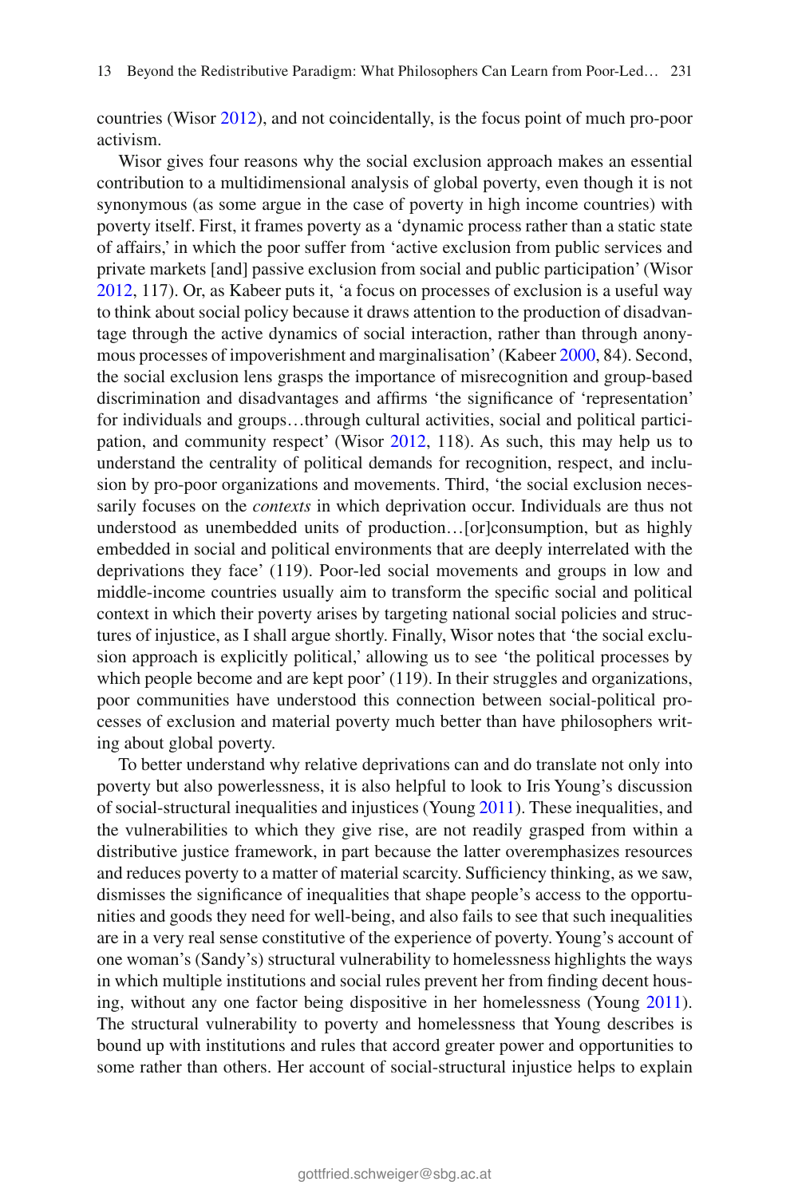countries (Wisor 2012), and not coincidentally, is the focus point of much pro-poor activism.

Wisor gives four reasons why the social exclusion approach makes an essential contribution to a multidimensional analysis of global poverty, even though it is not synonymous (as some argue in the case of poverty in high income countries) with poverty itself. First, it frames poverty as a 'dynamic process rather than a static state of affairs,' in which the poor suffer from 'active exclusion from public services and private markets [and] passive exclusion from social and public participation' (Wisor 2012, 117). Or, as Kabeer puts it, 'a focus on processes of exclusion is a useful way to think about social policy because it draws attention to the production of disadvantage through the active dynamics of social interaction, rather than through anonymous processes of impoverishment and marginalisation' (Kabeer 2000, 84). Second, the social exclusion lens grasps the importance of misrecognition and group-based discrimination and disadvantages and affirms 'the significance of 'representation' for individuals and groups…through cultural activities, social and political participation, and community respect' (Wisor 2012, 118). As such, this may help us to understand the centrality of political demands for recognition, respect, and inclusion by pro-poor organizations and movements. Third, 'the social exclusion necessarily focuses on the *contexts* in which deprivation occur. Individuals are thus not understood as unembedded units of production…[or]consumption, but as highly embedded in social and political environments that are deeply interrelated with the deprivations they face' (119). Poor-led social movements and groups in low and middle-income countries usually aim to transform the specific social and political context in which their poverty arises by targeting national social policies and structures of injustice, as I shall argue shortly. Finally, Wisor notes that 'the social exclusion approach is explicitly political,' allowing us to see 'the political processes by which people become and are kept poor' (119). In their struggles and organizations, poor communities have understood this connection between social-political processes of exclusion and material poverty much better than have philosophers writing about global poverty.

To better understand why relative deprivations can and do translate not only into poverty but also powerlessness, it is also helpful to look to Iris Young's discussion of social-structural inequalities and injustices (Young 2011). These inequalities, and the vulnerabilities to which they give rise, are not readily grasped from within a distributive justice framework, in part because the latter overemphasizes resources and reduces poverty to a matter of material scarcity. Sufficiency thinking, as we saw, dismisses the significance of inequalities that shape people's access to the opportunities and goods they need for well-being, and also fails to see that such inequalities are in a very real sense constitutive of the experience of poverty. Young's account of one woman's (Sandy's) structural vulnerability to homelessness highlights the ways in which multiple institutions and social rules prevent her from finding decent housing, without any one factor being dispositive in her homelessness (Young 2011). The structural vulnerability to poverty and homelessness that Young describes is bound up with institutions and rules that accord greater power and opportunities to some rather than others. Her account of social-structural injustice helps to explain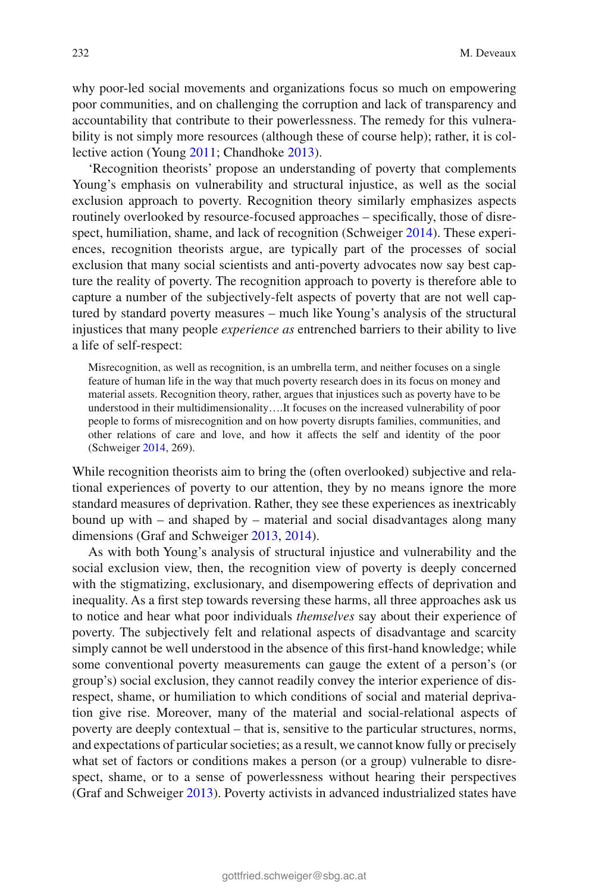why poor-led social movements and organizations focus so much on empowering poor communities, and on challenging the corruption and lack of transparency and accountability that contribute to their powerlessness. The remedy for this vulnerability is not simply more resources (although these of course help); rather, it is collective action (Young 2011; Chandhoke 2013).

'Recognition theorists' propose an understanding of poverty that complements Young's emphasis on vulnerability and structural injustice, as well as the social exclusion approach to poverty. Recognition theory similarly emphasizes aspects routinely overlooked by resource-focused approaches – specifically, those of disrespect, humiliation, shame, and lack of recognition (Schweiger 2014). These experiences, recognition theorists argue, are typically part of the processes of social exclusion that many social scientists and anti-poverty advocates now say best capture the reality of poverty. The recognition approach to poverty is therefore able to capture a number of the subjectively-felt aspects of poverty that are not well captured by standard poverty measures – much like Young's analysis of the structural injustices that many people *experience as* entrenched barriers to their ability to live a life of self-respect:

> Misrecognition, as well as recognition, is an umbrella term, and neither focuses on a single feature of human life in the way that much poverty research does in its focus on money and material assets. Recognition theory, rather, argues that injustices such as poverty have to be understood in their multidimensionality….It focuses on the increased vulnerability of poor people to forms of misrecognition and on how poverty disrupts families, communities, and other relations of care and love, and how it affects the self and identity of the poor (Schweiger 2014, 269).

While recognition theorists aim to bring the (often overlooked) subjective and relational experiences of poverty to our attention, they by no means ignore the more standard measures of deprivation. Rather, they see these experiences as inextricably bound up with – and shaped by – material and social disadvantages along many dimensions (Graf and Schweiger 2013, 2014).

As with both Young's analysis of structural injustice and vulnerability and the social exclusion view, then, the recognition view of poverty is deeply concerned with the stigmatizing, exclusionary, and disempowering effects of deprivation and inequality. As a first step towards reversing these harms, all three approaches ask us to notice and hear what poor individuals *themselves* say about their experience of poverty. The subjectively felt and relational aspects of disadvantage and scarcity simply cannot be well understood in the absence of this first-hand knowledge; while some conventional poverty measurements can gauge the extent of a person's (or group's) social exclusion, they cannot readily convey the interior experience of disrespect, shame, or humiliation to which conditions of social and material deprivation give rise. Moreover, many of the material and social-relational aspects of poverty are deeply contextual – that is, sensitive to the particular structures, norms, and expectations of particular societies; as a result, we cannot know fully or precisely what set of factors or conditions makes a person (or a group) vulnerable to disrespect, shame, or to a sense of powerlessness without hearing their perspectives (Graf and Schweiger 2013). Poverty activists in advanced industrialized states have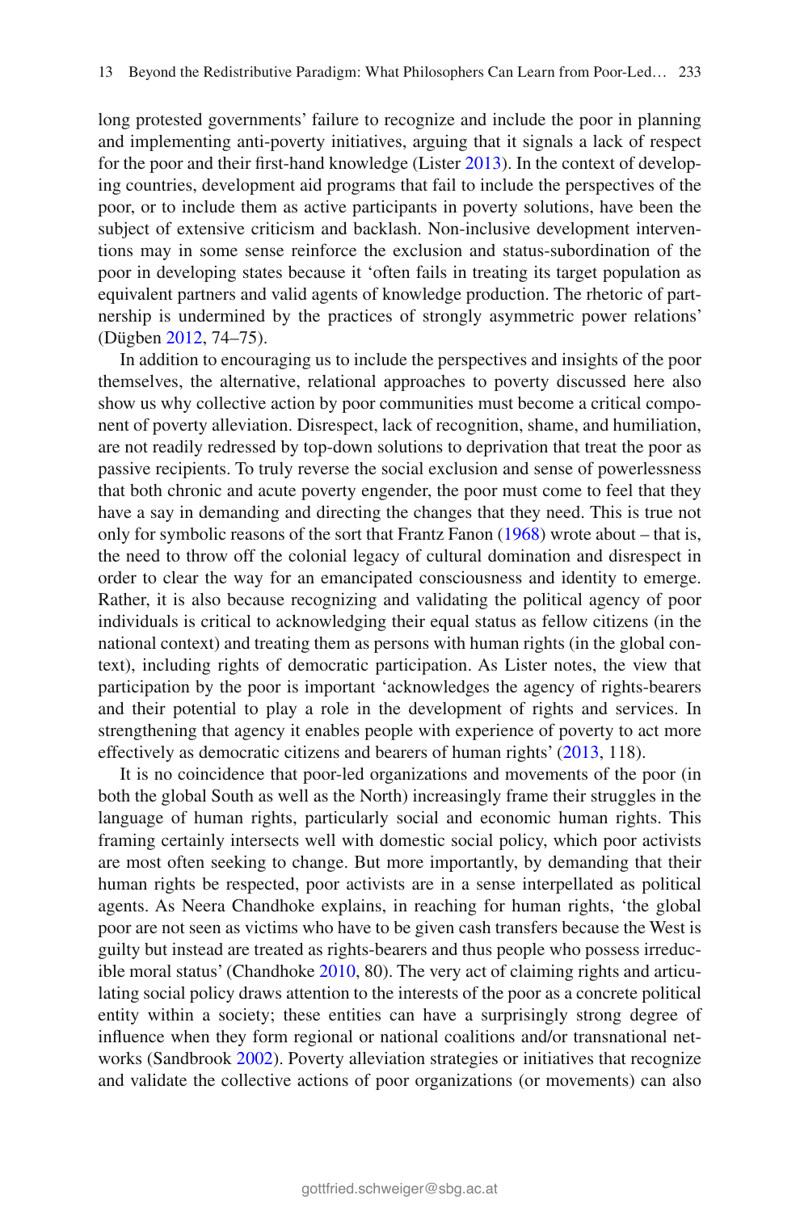long protested governments' failure to recognize and include the poor in planning and implementing anti-poverty initiatives, arguing that it signals a lack of respect for the poor and their first-hand knowledge (Lister 2013). In the context of developing countries, development aid programs that fail to include the perspectives of the poor, or to include them as active participants in poverty solutions, have been the subject of extensive criticism and backlash. Non-inclusive development interventions may in some sense reinforce the exclusion and status-subordination of the poor in developing states because it 'often fails in treating its target population as equivalent partners and valid agents of knowledge production. The rhetoric of partnership is undermined by the practices of strongly asymmetric power relations' (Dügben 2012, 74–75).

In addition to encouraging us to include the perspectives and insights of the poor themselves, the alternative, relational approaches to poverty discussed here also show us why collective action by poor communities must become a critical component of poverty alleviation. Disrespect, lack of recognition, shame, and humiliation, are not readily redressed by top-down solutions to deprivation that treat the poor as passive recipients. To truly reverse the social exclusion and sense of powerlessness that both chronic and acute poverty engender, the poor must come to feel that they have a say in demanding and directing the changes that they need. This is true not only for symbolic reasons of the sort that Frantz Fanon (1968) wrote about – that is, the need to throw off the colonial legacy of cultural domination and disrespect in order to clear the way for an emancipated consciousness and identity to emerge. Rather, it is also because recognizing and validating the political agency of poor individuals is critical to acknowledging their equal status as fellow citizens (in the national context) and treating them as persons with human rights (in the global context), including rights of democratic participation. As Lister notes, the view that participation by the poor is important 'acknowledges the agency of rights-bearers and their potential to play a role in the development of rights and services. In strengthening that agency it enables people with experience of poverty to act more effectively as democratic citizens and bearers of human rights' (2013, 118).

It is no coincidence that poor-led organizations and movements of the poor (in both the global South as well as the North) increasingly frame their struggles in the language of human rights, particularly social and economic human rights. This framing certainly intersects well with domestic social policy, which poor activists are most often seeking to change. But more importantly, by demanding that their human rights be respected, poor activists are in a sense interpellated as political agents. As Neera Chandhoke explains, in reaching for human rights, 'the global poor are not seen as victims who have to be given cash transfers because the West is guilty but instead are treated as rights-bearers and thus people who possess irreducible moral status' (Chandhoke 2010, 80). The very act of claiming rights and articulating social policy draws attention to the interests of the poor as a concrete political entity within a society; these entities can have a surprisingly strong degree of influence when they form regional or national coalitions and/or transnational networks (Sandbrook 2002). Poverty alleviation strategies or initiatives that recognize and validate the collective actions of poor organizations (or movements) can also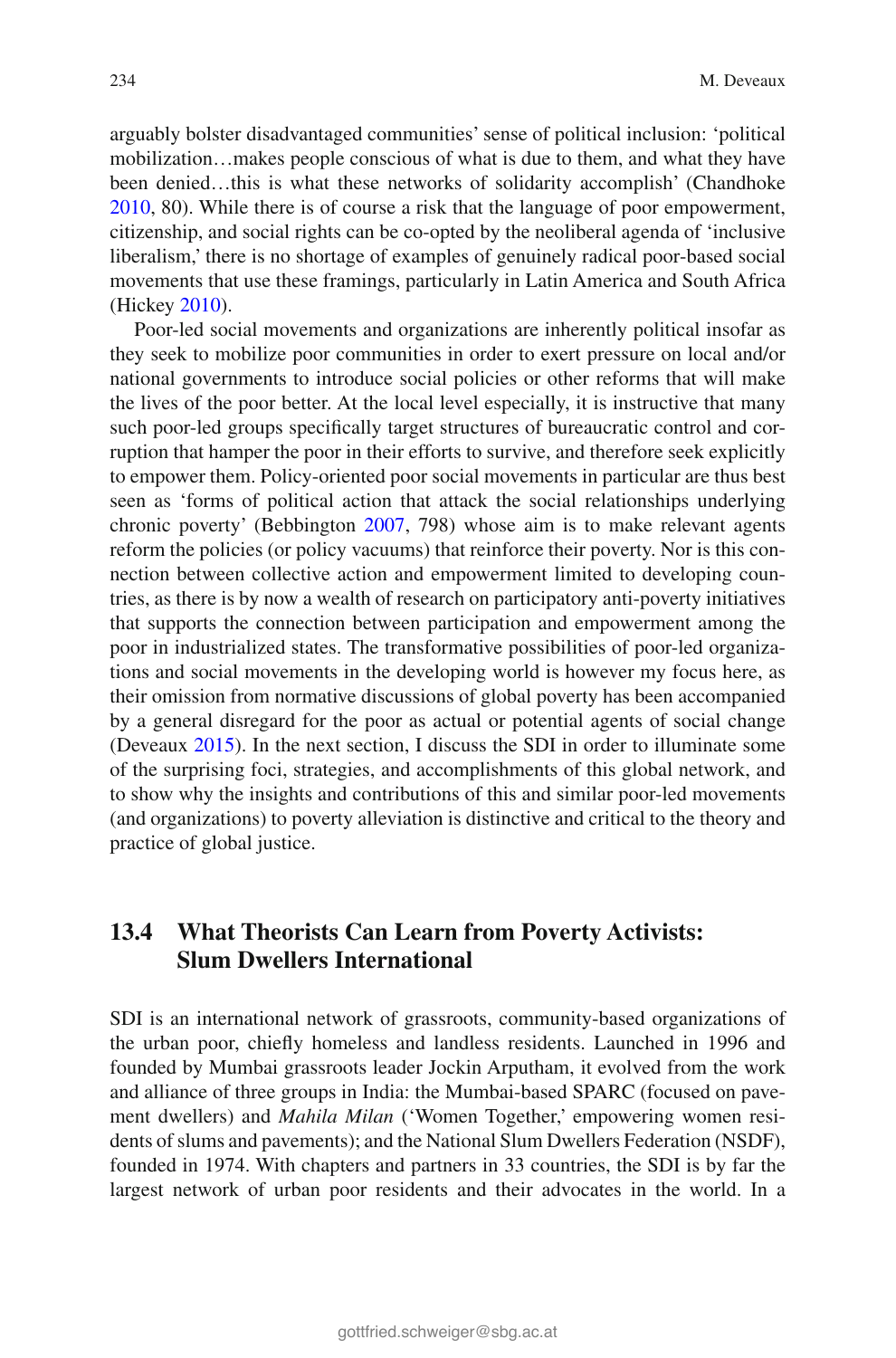arguably bolster disadvantaged communities' sense of political inclusion: 'political mobilization…makes people conscious of what is due to them, and what they have been denied…this is what these networks of solidarity accomplish' (Chandhoke 2010, 80). While there is of course a risk that the language of poor empowerment, citizenship, and social rights can be co-opted by the neoliberal agenda of 'inclusive liberalism,' there is no shortage of examples of genuinely radical poor-based social movements that use these framings, particularly in Latin America and South Africa (Hickey 2010).

Poor-led social movements and organizations are inherently political insofar as they seek to mobilize poor communities in order to exert pressure on local and/or national governments to introduce social policies or other reforms that will make the lives of the poor better. At the local level especially, it is instructive that many such poor-led groups specifically target structures of bureaucratic control and corruption that hamper the poor in their efforts to survive, and therefore seek explicitly to empower them. Policy-oriented poor social movements in particular are thus best seen as 'forms of political action that attack the social relationships underlying chronic poverty' (Bebbington 2007, 798) whose aim is to make relevant agents reform the policies (or policy vacuums) that reinforce their poverty. Nor is this connection between collective action and empowerment limited to developing countries, as there is by now a wealth of research on participatory anti-poverty initiatives that supports the connection between participation and empowerment among the poor in industrialized states. The transformative possibilities of poor-led organizations and social movements in the developing world is however my focus here, as their omission from normative discussions of global poverty has been accompanied by a general disregard for the poor as actual or potential agents of social change (Deveaux 2015). In the next section, I discuss the SDI in order to illuminate some of the surprising foci, strategies, and accomplishments of this global network, and to show why the insights and contributions of this and similar poor-led movements (and organizations) to poverty alleviation is distinctive and critical to the theory and practice of global justice.

## 13.4 What Theorists Can Learn from Poverty Activists: Slum Dwellers International

SDI is an international network of grassroots, community-based organizations of the urban poor, chiefly homeless and landless residents. Launched in 1996 and founded by Mumbai grassroots leader Jockin Arputham, it evolved from the work and alliance of three groups in India: the Mumbai-based SPARC (focused on pavement dwellers) and *Mahila Milan* ('Women Together,' empowering women residents of slums and pavements); and the National Slum Dwellers Federation (NSDF), founded in 1974. With chapters and partners in 33 countries, the SDI is by far the largest network of urban poor residents and their advocates in the world. In a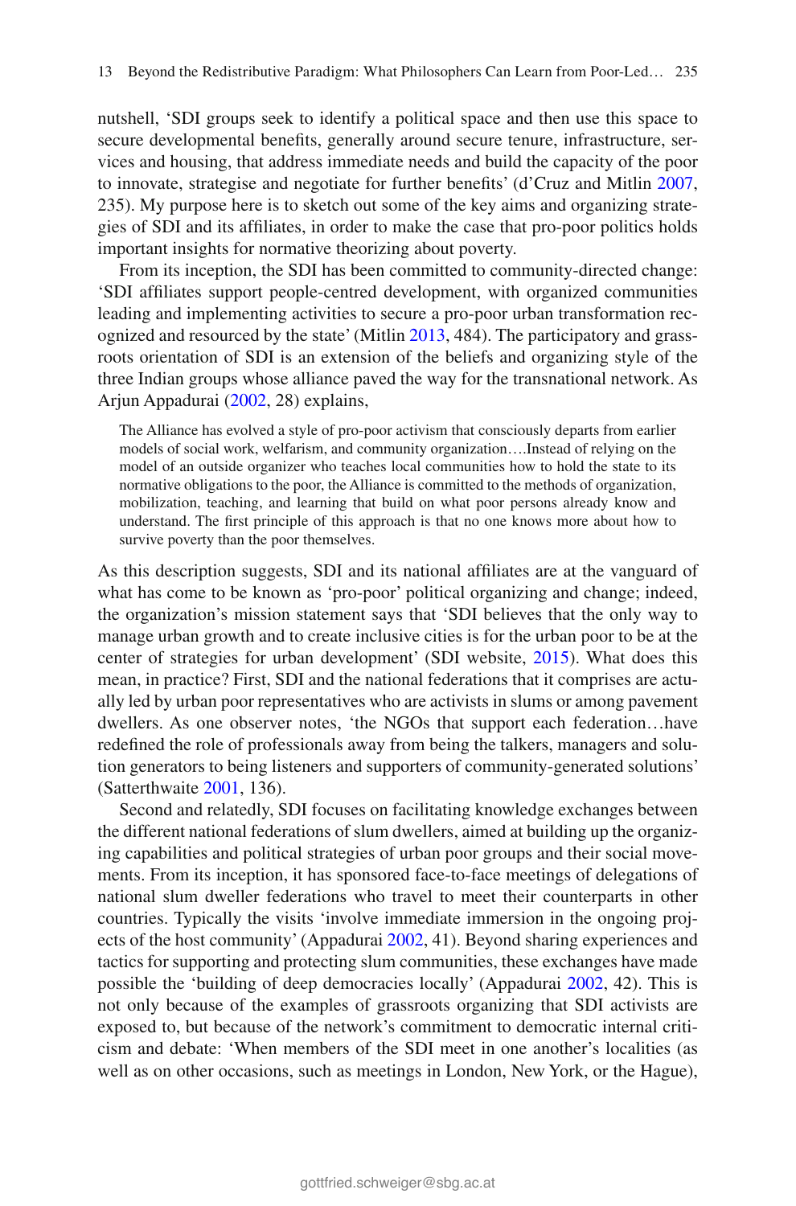nutshell, 'SDI groups seek to identify a political space and then use this space to secure developmental benefits, generally around secure tenure, infrastructure, services and housing, that address immediate needs and build the capacity of the poor to innovate, strategise and negotiate for further benefits' (d'Cruz and Mitlin 2007, 235). My purpose here is to sketch out some of the key aims and organizing strategies of SDI and its affiliates, in order to make the case that pro-poor politics holds important insights for normative theorizing about poverty.

From its inception, the SDI has been committed to community-directed change: 'SDI affiliates support people-centred development, with organized communities leading and implementing activities to secure a pro-poor urban transformation recognized and resourced by the state' (Mitlin 2013, 484). The participatory and grassroots orientation of SDI is an extension of the beliefs and organizing style of the three Indian groups whose alliance paved the way for the transnational network. As Arjun Appadurai (2002, 28) explains,

> The Alliance has evolved a style of pro-poor activism that consciously departs from earlier models of social work, welfarism, and community organization….Instead of relying on the model of an outside organizer who teaches local communities how to hold the state to its normative obligations to the poor, the Alliance is committed to the methods of organization, mobilization, teaching, and learning that build on what poor persons already know and understand. The first principle of this approach is that no one knows more about how to survive poverty than the poor themselves.

As this description suggests, SDI and its national affiliates are at the vanguard of what has come to be known as 'pro-poor' political organizing and change; indeed, the organization's mission statement says that 'SDI believes that the only way to manage urban growth and to create inclusive cities is for the urban poor to be at the center of strategies for urban development' (SDI website, 2015). What does this mean, in practice? First, SDI and the national federations that it comprises are actually led by urban poor representatives who are activists in slums or among pavement dwellers. As one observer notes, 'the NGOs that support each federation…have redefined the role of professionals away from being the talkers, managers and solution generators to being listeners and supporters of community-generated solutions' (Satterthwaite 2001, 136).

Second and relatedly, SDI focuses on facilitating knowledge exchanges between the different national federations of slum dwellers, aimed at building up the organizing capabilities and political strategies of urban poor groups and their social movements. From its inception, it has sponsored face-to-face meetings of delegations of national slum dweller federations who travel to meet their counterparts in other countries. Typically the visits 'involve immediate immersion in the ongoing projects of the host community' (Appadurai 2002, 41). Beyond sharing experiences and tactics for supporting and protecting slum communities, these exchanges have made possible the 'building of deep democracies locally' (Appadurai 2002, 42). This is not only because of the examples of grassroots organizing that SDI activists are exposed to, but because of the network's commitment to democratic internal criticism and debate: 'When members of the SDI meet in one another's localities (as well as on other occasions, such as meetings in London, New York, or the Hague),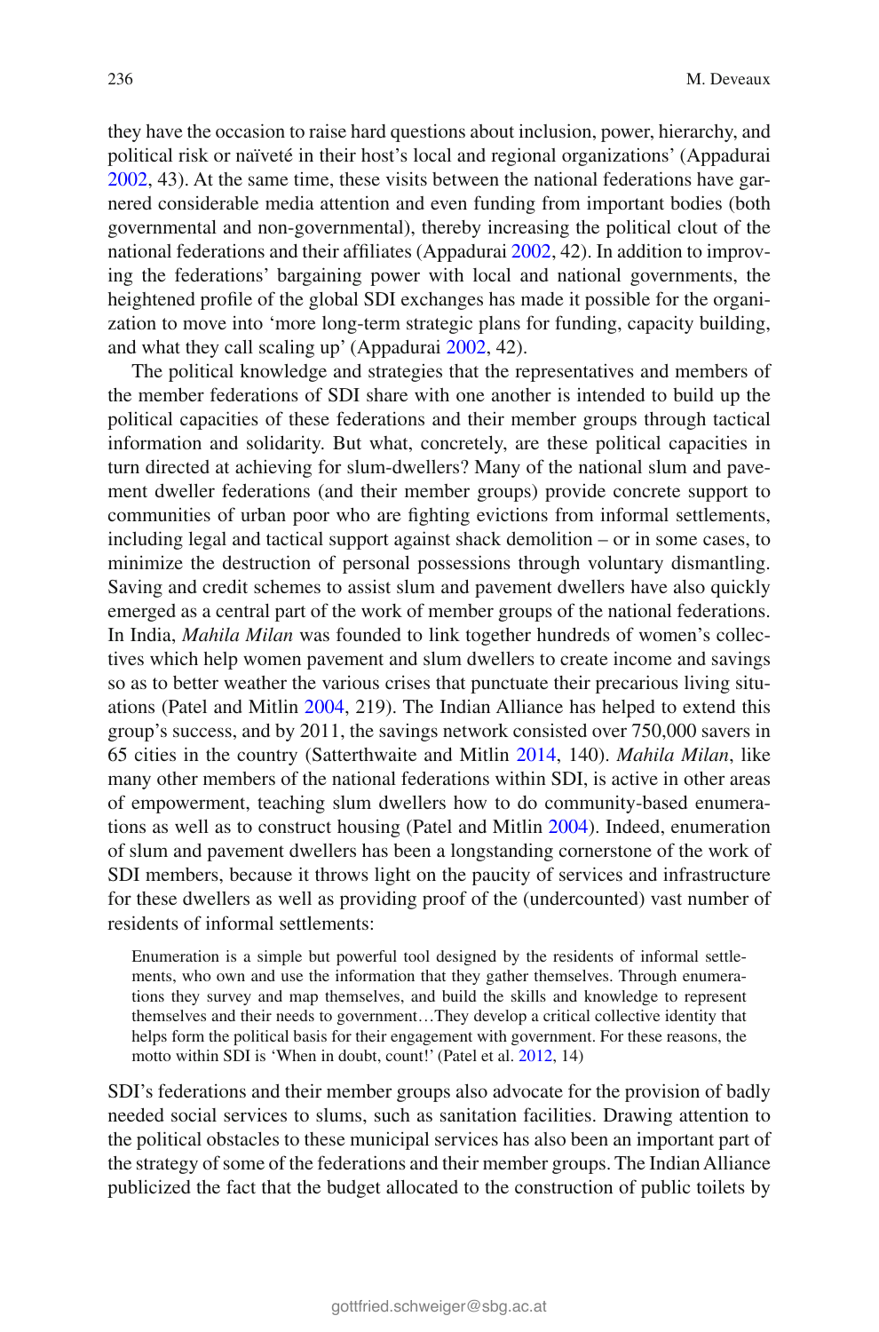they have the occasion to raise hard questions about inclusion, power, hierarchy, and political risk or naïveté in their host's local and regional organizations' (Appadurai 2002, 43). At the same time, these visits between the national federations have garnered considerable media attention and even funding from important bodies (both governmental and non-governmental), thereby increasing the political clout of the national federations and their affiliates (Appadurai 2002, 42). In addition to improving the federations' bargaining power with local and national governments, the heightened profile of the global SDI exchanges has made it possible for the organization to move into 'more long-term strategic plans for funding, capacity building, and what they call scaling up' (Appadurai 2002, 42).

The political knowledge and strategies that the representatives and members of the member federations of SDI share with one another is intended to build up the political capacities of these federations and their member groups through tactical information and solidarity. But what, concretely, are these political capacities in turn directed at achieving for slum-dwellers? Many of the national slum and pavement dweller federations (and their member groups) provide concrete support to communities of urban poor who are fighting evictions from informal settlements, including legal and tactical support against shack demolition – or in some cases, to minimize the destruction of personal possessions through voluntary dismantling. Saving and credit schemes to assist slum and pavement dwellers have also quickly emerged as a central part of the work of member groups of the national federations. In India, *Mahila Milan* was founded to link together hundreds of women's collectives which help women pavement and slum dwellers to create income and savings so as to better weather the various crises that punctuate their precarious living situations (Patel and Mitlin 2004, 219). The Indian Alliance has helped to extend this group's success, and by 2011, the savings network consisted over 750,000 savers in 65 cities in the country (Satterthwaite and Mitlin 2014, 140). *Mahila Milan*, like many other members of the national federations within SDI, is active in other areas of empowerment, teaching slum dwellers how to do community-based enumerations as well as to construct housing (Patel and Mitlin 2004). Indeed, enumeration of slum and pavement dwellers has been a longstanding cornerstone of the work of SDI members, because it throws light on the paucity of services and infrastructure for these dwellers as well as providing proof of the (undercounted) vast number of residents of informal settlements:

> Enumeration is a simple but powerful tool designed by the residents of informal settlements, who own and use the information that they gather themselves. Through enumerations they survey and map themselves, and build the skills and knowledge to represent themselves and their needs to government…They develop a critical collective identity that helps form the political basis for their engagement with government. For these reasons, the motto within SDI is 'When in doubt, count!' (Patel et al. 2012, 14)

SDI's federations and their member groups also advocate for the provision of badly needed social services to slums, such as sanitation facilities. Drawing attention to the political obstacles to these municipal services has also been an important part of the strategy of some of the federations and their member groups. The Indian Alliance publicized the fact that the budget allocated to the construction of public toilets by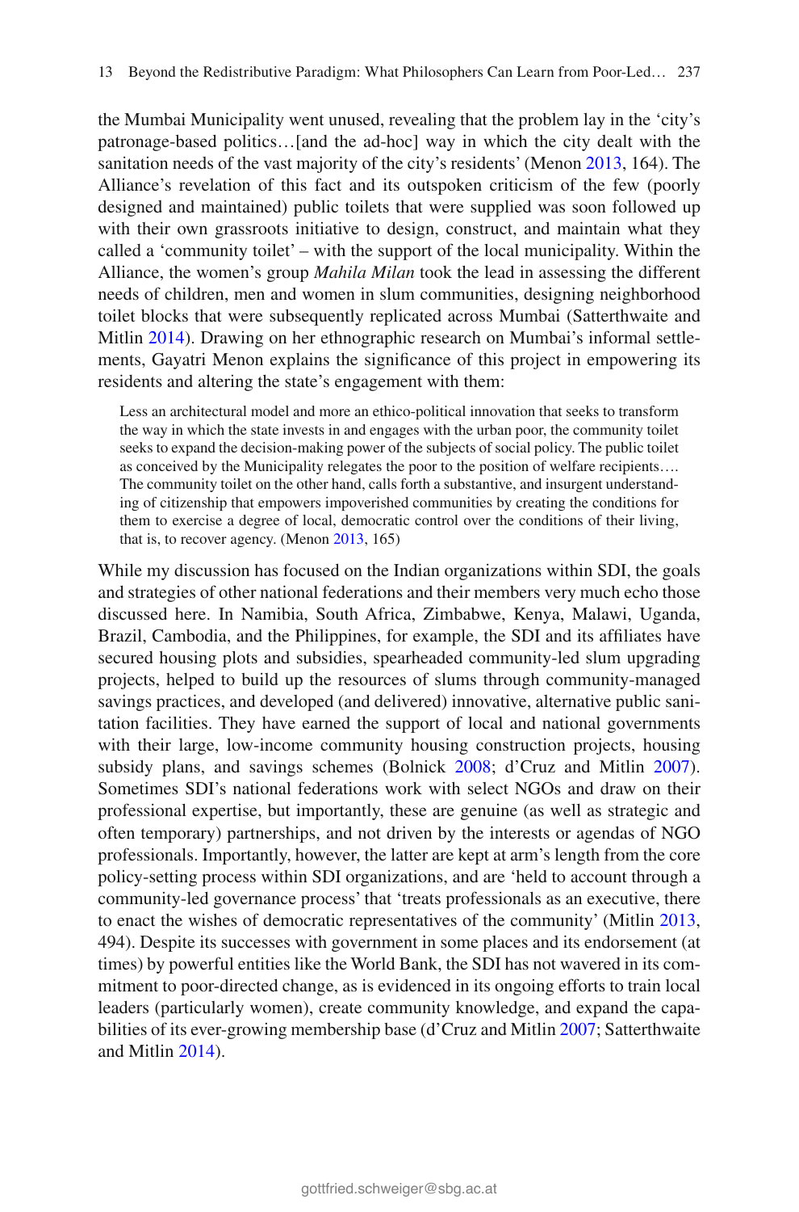the Mumbai Municipality went unused, revealing that the problem lay in the 'city's patronage-based politics…[and the ad-hoc] way in which the city dealt with the sanitation needs of the vast majority of the city's residents' (Menon 2013, 164). The Alliance's revelation of this fact and its outspoken criticism of the few (poorly designed and maintained) public toilets that were supplied was soon followed up with their own grassroots initiative to design, construct, and maintain what they called a 'community toilet' – with the support of the local municipality. Within the Alliance, the women's group *Mahila Milan* took the lead in assessing the different needs of children, men and women in slum communities, designing neighborhood toilet blocks that were subsequently replicated across Mumbai (Satterthwaite and Mitlin 2014). Drawing on her ethnographic research on Mumbai's informal settlements, Gayatri Menon explains the significance of this project in empowering its residents and altering the state's engagement with them:

> Less an architectural model and more an ethico-political innovation that seeks to transform the way in which the state invests in and engages with the urban poor, the community toilet seeks to expand the decision-making power of the subjects of social policy. The public toilet as conceived by the Municipality relegates the poor to the position of welfare recipients…. The community toilet on the other hand, calls forth a substantive, and insurgent understanding of citizenship that empowers impoverished communities by creating the conditions for them to exercise a degree of local, democratic control over the conditions of their living, that is, to recover agency. (Menon 2013, 165)

While my discussion has focused on the Indian organizations within SDI, the goals and strategies of other national federations and their members very much echo those discussed here. In Namibia, South Africa, Zimbabwe, Kenya, Malawi, Uganda, Brazil, Cambodia, and the Philippines, for example, the SDI and its affiliates have secured housing plots and subsidies, spearheaded community-led slum upgrading projects, helped to build up the resources of slums through community-managed savings practices, and developed (and delivered) innovative, alternative public sanitation facilities. They have earned the support of local and national governments with their large, low-income community housing construction projects, housing subsidy plans, and savings schemes (Bolnick 2008; d'Cruz and Mitlin 2007). Sometimes SDI's national federations work with select NGOs and draw on their professional expertise, but importantly, these are genuine (as well as strategic and often temporary) partnerships, and not driven by the interests or agendas of NGO professionals. Importantly, however, the latter are kept at arm's length from the core policy-setting process within SDI organizations, and are 'held to account through a community-led governance process' that 'treats professionals as an executive, there to enact the wishes of democratic representatives of the community' (Mitlin 2013, 494). Despite its successes with government in some places and its endorsement (at times) by powerful entities like the World Bank, the SDI has not wavered in its commitment to poor-directed change, as is evidenced in its ongoing efforts to train local leaders (particularly women), create community knowledge, and expand the capabilities of its ever-growing membership base (d'Cruz and Mitlin 2007; Satterthwaite and Mitlin 2014).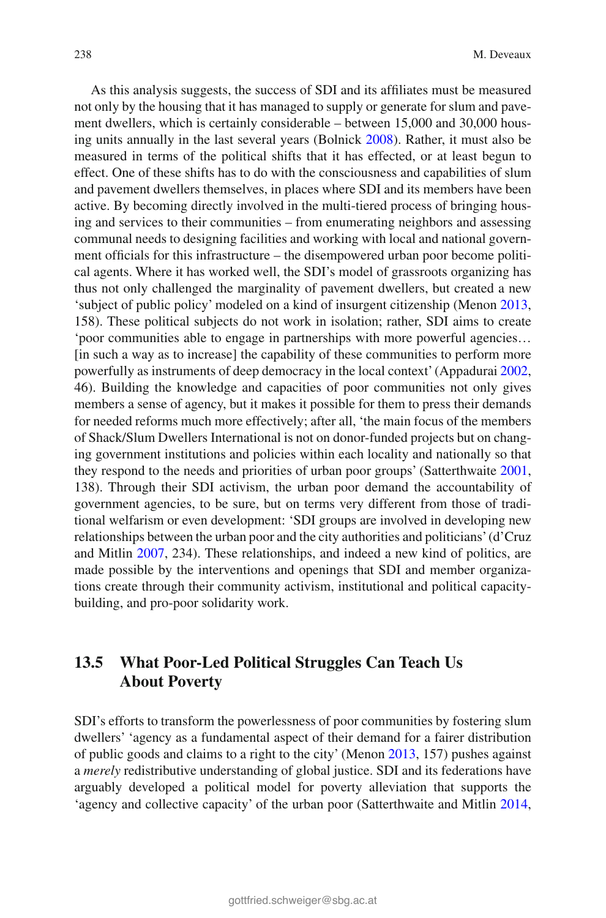As this analysis suggests, the success of SDI and its affiliates must be measured not only by the housing that it has managed to supply or generate for slum and pavement dwellers, which is certainly considerable – between 15,000 and 30,000 housing units annually in the last several years (Bolnick 2008). Rather, it must also be measured in terms of the political shifts that it has effected, or at least begun to effect. One of these shifts has to do with the consciousness and capabilities of slum and pavement dwellers themselves, in places where SDI and its members have been active. By becoming directly involved in the multi-tiered process of bringing housing and services to their communities – from enumerating neighbors and assessing communal needs to designing facilities and working with local and national government officials for this infrastructure – the disempowered urban poor become political agents. Where it has worked well, the SDI's model of grassroots organizing has thus not only challenged the marginality of pavement dwellers, but created a new 'subject of public policy' modeled on a kind of insurgent citizenship (Menon 2013, 158). These political subjects do not work in isolation; rather, SDI aims to create 'poor communities able to engage in partnerships with more powerful agencies… [in such a way as to increase] the capability of these communities to perform more powerfully as instruments of deep democracy in the local context' (Appadurai 2002, 46). Building the knowledge and capacities of poor communities not only gives members a sense of agency, but it makes it possible for them to press their demands for needed reforms much more effectively; after all, 'the main focus of the members of Shack/Slum Dwellers International is not on donor-funded projects but on changing government institutions and policies within each locality and nationally so that they respond to the needs and priorities of urban poor groups' (Satterthwaite 2001, 138). Through their SDI activism, the urban poor demand the accountability of government agencies, to be sure, but on terms very different from those of traditional welfarism or even development: 'SDI groups are involved in developing new relationships between the urban poor and the city authorities and politicians' (d'Cruz and Mitlin 2007, 234). These relationships, and indeed a new kind of politics, are made possible by the interventions and openings that SDI and member organizations create through their community activism, institutional and political capacity-building, and pro-poor solidarity work.

## 13.5 What Poor-Led Political Struggles Can Teach Us About Poverty

SDI's efforts to transform the powerlessness of poor communities by fostering slum dwellers' 'agency as a fundamental aspect of their demand for a fairer distribution of public goods and claims to a right to the city' (Menon 2013, 157) pushes against a *merely* redistributive understanding of global justice. SDI and its federations have arguably developed a political model for poverty alleviation that supports the 'agency and collective capacity' of the urban poor (Satterthwaite and Mitlin 2014,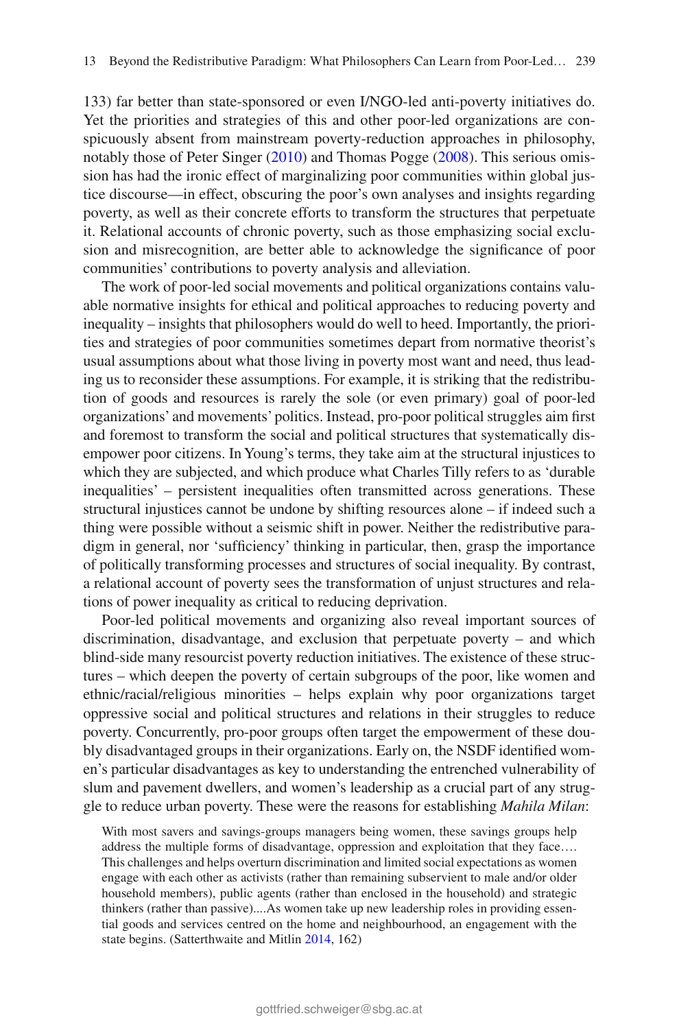133) far better than state-sponsored or even I/NGO-led anti-poverty initiatives do. Yet the priorities and strategies of this and other poor-led organizations are conspicuously absent from mainstream poverty-reduction approaches in philosophy, notably those of Peter Singer (2010) and Thomas Pogge (2008). This serious omission has had the ironic effect of marginalizing poor communities within global justice discourse—in effect, obscuring the poor's own analyses and insights regarding poverty, as well as their concrete efforts to transform the structures that perpetuate it. Relational accounts of chronic poverty, such as those emphasizing social exclusion and misrecognition, are better able to acknowledge the significance of poor communities' contributions to poverty analysis and alleviation.

The work of poor-led social movements and political organizations contains valuable normative insights for ethical and political approaches to reducing poverty and inequality – insights that philosophers would do well to heed. Importantly, the priorities and strategies of poor communities sometimes depart from normative theorist's usual assumptions about what those living in poverty most want and need, thus leading us to reconsider these assumptions. For example, it is striking that the redistribution of goods and resources is rarely the sole (or even primary) goal of poor-led organizations' and movements' politics. Instead, pro-poor political struggles aim first and foremost to transform the social and political structures that systematically disempower poor citizens. In Young's terms, they take aim at the structural injustices to which they are subjected, and which produce what Charles Tilly refers to as 'durable inequalities' – persistent inequalities often transmitted across generations. These structural injustices cannot be undone by shifting resources alone – if indeed such a thing were possible without a seismic shift in power. Neither the redistributive paradigm in general, nor 'sufficiency' thinking in particular, then, grasp the importance of politically transforming processes and structures of social inequality. By contrast, a relational account of poverty sees the transformation of unjust structures and relations of power inequality as critical to reducing deprivation.

Poor-led political movements and organizing also reveal important sources of discrimination, disadvantage, and exclusion that perpetuate poverty – and which blind-side many resourcist poverty reduction initiatives. The existence of these structures – which deepen the poverty of certain subgroups of the poor, like women and ethnic/racial/religious minorities – helps explain why poor organizations target oppressive social and political structures and relations in their struggles to reduce poverty. Concurrently, pro-poor groups often target the empowerment of these doubly disadvantaged groups in their organizations. Early on, the NSDF identified women's particular disadvantages as key to understanding the entrenched vulnerability of slum and pavement dwellers, and women's leadership as a crucial part of any struggle to reduce urban poverty. These were the reasons for establishing *Mahila Milan*:

> With most savers and savings-groups managers being women, these savings groups help address the multiple forms of disadvantage, oppression and exploitation that they face…. This challenges and helps overturn discrimination and limited social expectations as women engage with each other as activists (rather than remaining subservient to male and/or older household members), public agents (rather than enclosed in the household) and strategic thinkers (rather than passive)....As women take up new leadership roles in providing essential goods and services centred on the home and neighbourhood, an engagement with the state begins. (Satterthwaite and Mitlin 2014, 162)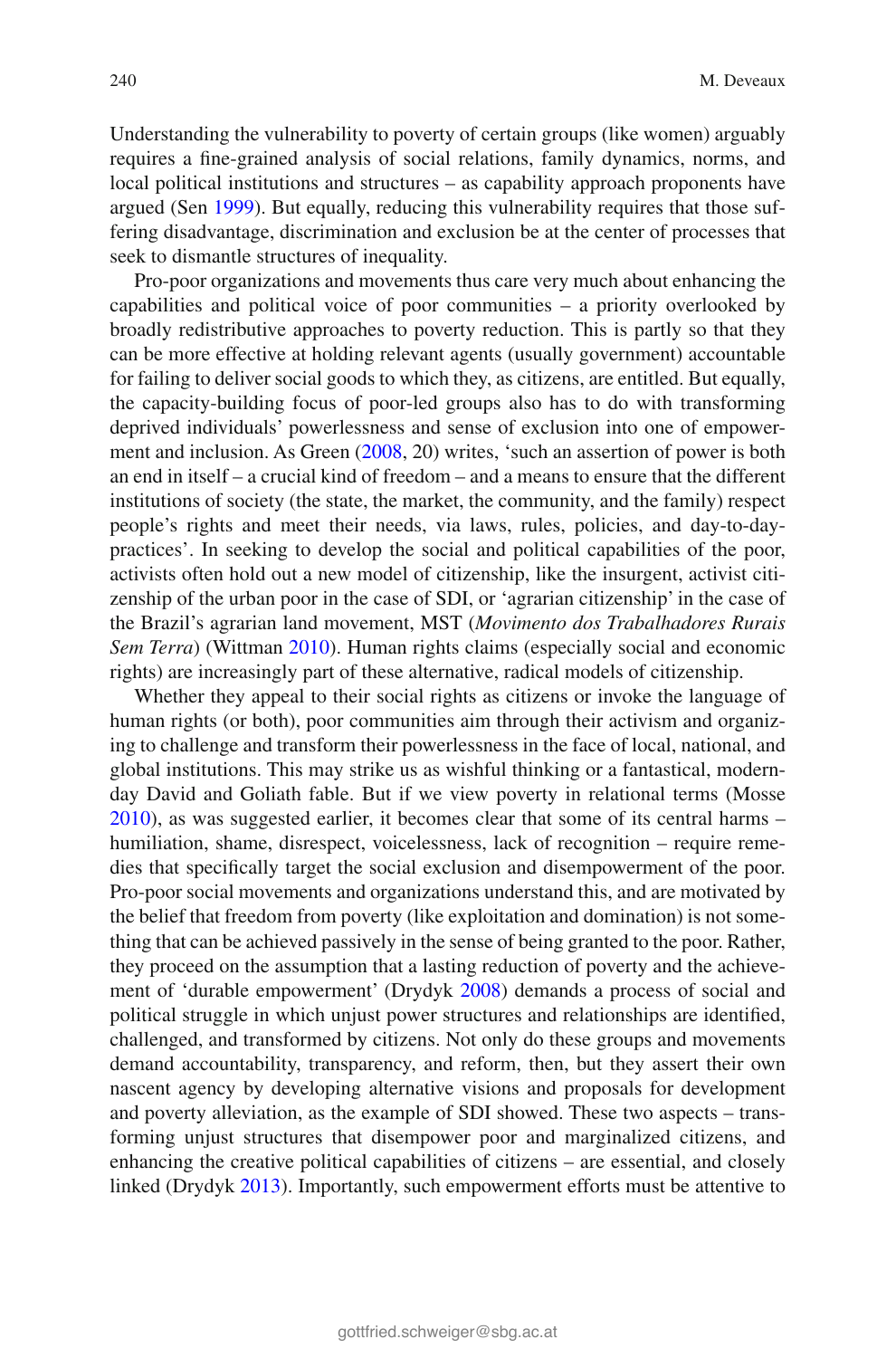Understanding the vulnerability to poverty of certain groups (like women) arguably requires a fine-grained analysis of social relations, family dynamics, norms, and local political institutions and structures – as capability approach proponents have argued (Sen 1999). But equally, reducing this vulnerability requires that those suffering disadvantage, discrimination and exclusion be at the center of processes that seek to dismantle structures of inequality.

Pro-poor organizations and movements thus care very much about enhancing the capabilities and political voice of poor communities – a priority overlooked by broadly redistributive approaches to poverty reduction. This is partly so that they can be more effective at holding relevant agents (usually government) accountable for failing to deliver social goods to which they, as citizens, are entitled. But equally, the capacity-building focus of poor-led groups also has to do with transforming deprived individuals' powerlessness and sense of exclusion into one of empowerment and inclusion. As Green (2008, 20) writes, 'such an assertion of power is both an end in itself – a crucial kind of freedom – and a means to ensure that the different institutions of society (the state, the market, the community, and the family) respect people's rights and meet their needs, via laws, rules, policies, and day-to-day-practices'. In seeking to develop the social and political capabilities of the poor, activists often hold out a new model of citizenship, like the insurgent, activist citizenship of the urban poor in the case of SDI, or 'agrarian citizenship' in the case of the Brazil's agrarian land movement, MST (*Movimento dos Trabalhadores Rurais Sem Terra*) (Wittman 2010). Human rights claims (especially social and economic rights) are increasingly part of these alternative, radical models of citizenship.

Whether they appeal to their social rights as citizens or invoke the language of human rights (or both), poor communities aim through their activism and organizing to challenge and transform their powerlessness in the face of local, national, and global institutions. This may strike us as wishful thinking or a fantastical, modern-day David and Goliath fable. But if we view poverty in relational terms (Mosse 2010), as was suggested earlier, it becomes clear that some of its central harms – humiliation, shame, disrespect, voicelessness, lack of recognition – require remedies that specifically target the social exclusion and disempowerment of the poor. Pro-poor social movements and organizations understand this, and are motivated by the belief that freedom from poverty (like exploitation and domination) is not something that can be achieved passively in the sense of being granted to the poor. Rather, they proceed on the assumption that a lasting reduction of poverty and the achievement of 'durable empowerment' (Drydyk 2008) demands a process of social and political struggle in which unjust power structures and relationships are identified, challenged, and transformed by citizens. Not only do these groups and movements demand accountability, transparency, and reform, then, but they assert their own nascent agency by developing alternative visions and proposals for development and poverty alleviation, as the example of SDI showed. These two aspects – transforming unjust structures that disempower poor and marginalized citizens, and enhancing the creative political capabilities of citizens – are essential, and closely linked (Drydyk 2013). Importantly, such empowerment efforts must be attentive to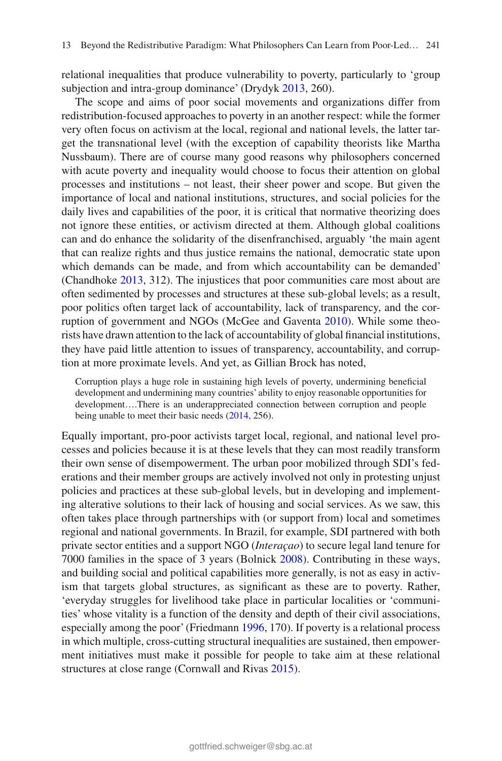relational inequalities that produce vulnerability to poverty, particularly to 'group subjection and intra-group dominance' (Drydyk 2013, 260).

The scope and aims of poor social movements and organizations differ from redistribution-focused approaches to poverty in an another respect: while the former very often focus on activism at the local, regional and national levels, the latter target the transnational level (with the exception of capability theorists like Martha Nussbaum). There are of course many good reasons why philosophers concerned with acute poverty and inequality would choose to focus their attention on global processes and institutions – not least, their sheer power and scope. But given the importance of local and national institutions, structures, and social policies for the daily lives and capabilities of the poor, it is critical that normative theorizing does not ignore these entities, or activism directed at them. Although global coalitions can and do enhance the solidarity of the disenfranchised, arguably 'the main agent that can realize rights and thus justice remains the national, democratic state upon which demands can be made, and from which accountability can be demanded' (Chandhoke 2013, 312). The injustices that poor communities care most about are often sedimented by processes and structures at these sub-global levels; as a result, poor politics often target lack of accountability, lack of transparency, and the corruption of government and NGOs (McGee and Gaventa 2010). While some theorists have drawn attention to the lack of accountability of global financial institutions, they have paid little attention to issues of transparency, accountability, and corruption at more proximate levels. And yet, as Gillian Brock has noted,

> Corruption plays a huge role in sustaining high levels of poverty, undermining beneficial development and undermining many countries' ability to enjoy reasonable opportunities for development….There is an underappreciated connection between corruption and people being unable to meet their basic needs (2014, 256).

Equally important, pro-poor activists target local, regional, and national level processes and policies because it is at these levels that they can most readily transform their own sense of disempowerment. The urban poor mobilized through SDI's federations and their member groups are actively involved not only in protesting unjust policies and practices at these sub-global levels, but in developing and implementing alterative solutions to their lack of housing and social services. As we saw, this often takes place through partnerships with (or support from) local and sometimes regional and national governments. In Brazil, for example, SDI partnered with both private sector entities and a support NGO (*Interaçao*) to secure legal land tenure for 7000 families in the space of 3 years (Bolnick 2008). Contributing in these ways, and building social and political capabilities more generally, is not as easy in activism that targets global structures, as significant as these are to poverty. Rather, 'everyday struggles for livelihood take place in particular localities or 'communities' whose vitality is a function of the density and depth of their civil associations, especially among the poor' (Friedmann 1996, 170). If poverty is a relational process in which multiple, cross-cutting structural inequalities are sustained, then empowerment initiatives must make it possible for people to take aim at these relational structures at close range (Cornwall and Rivas 2015).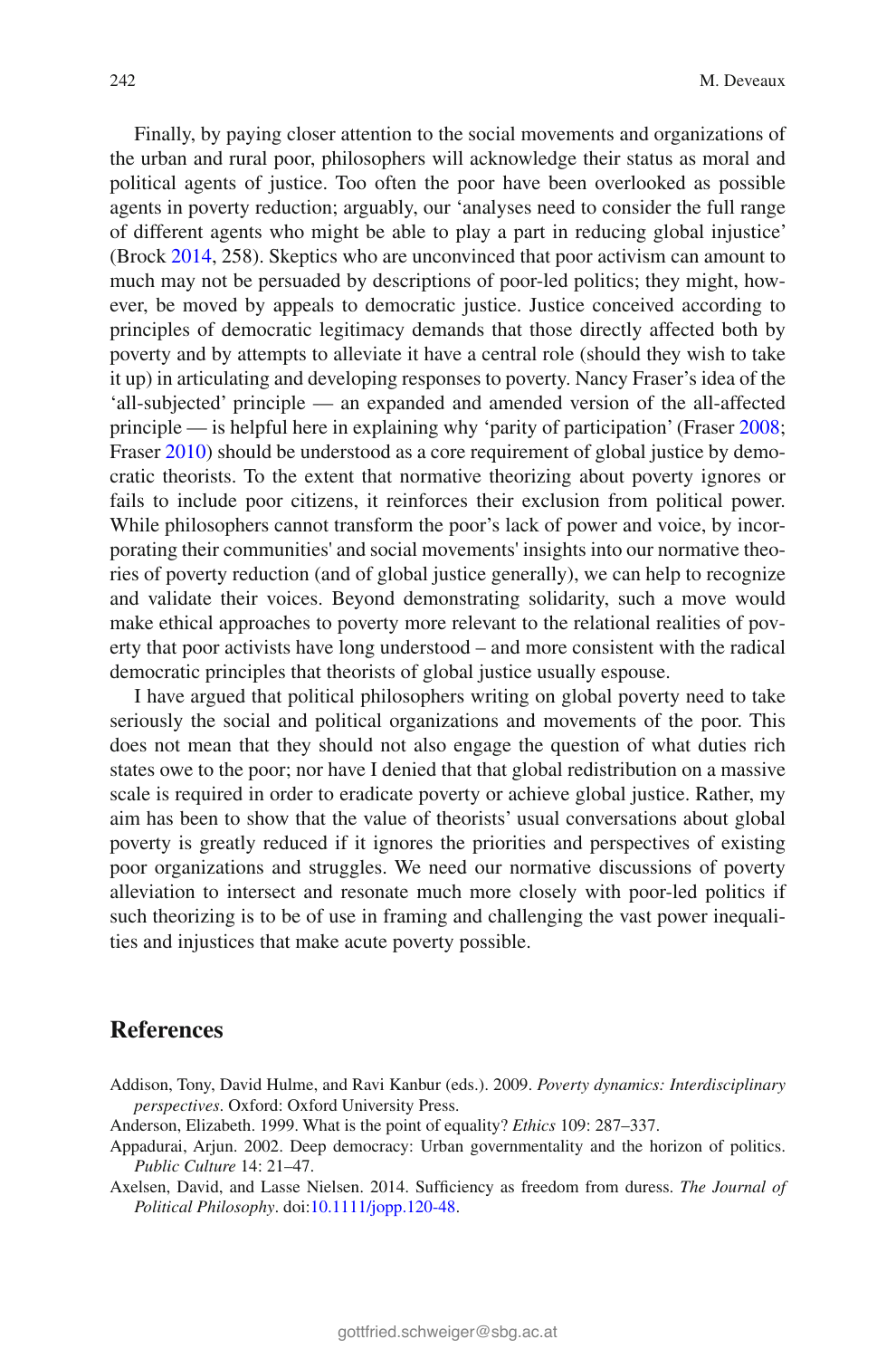Finally, by paying closer attention to the social movements and organizations of the urban and rural poor, philosophers will acknowledge their status as moral and political agents of justice. Too often the poor have been overlooked as possible agents in poverty reduction; arguably, our 'analyses need to consider the full range of different agents who might be able to play a part in reducing global injustice' (Brock 2014, 258). Skeptics who are unconvinced that poor activism can amount to much may not be persuaded by descriptions of poor-led politics; they might, however, be moved by appeals to democratic justice. Justice conceived according to principles of democratic legitimacy demands that those directly affected both by poverty and by attempts to alleviate it have a central role (should they wish to take it up) in articulating and developing responses to poverty. Nancy Fraser's idea of the 'all-subjected' principle — an expanded and amended version of the all-affected principle — is helpful here in explaining why 'parity of participation' (Fraser 2008; Fraser 2010) should be understood as a core requirement of global justice by democratic theorists. To the extent that normative theorizing about poverty ignores or fails to include poor citizens, it reinforces their exclusion from political power. While philosophers cannot transform the poor's lack of power and voice, by incorporating their communities' and social movements' insights into our normative theories of poverty reduction (and of global justice generally), we can help to recognize and validate their voices. Beyond demonstrating solidarity, such a move would make ethical approaches to poverty more relevant to the relational realities of poverty that poor activists have long understood – and more consistent with the radical democratic principles that theorists of global justice usually espouse.

I have argued that political philosophers writing on global poverty need to take seriously the social and political organizations and movements of the poor. This does not mean that they should not also engage the question of what duties rich states owe to the poor; nor have I denied that that global redistribution on a massive scale is required in order to eradicate poverty or achieve global justice. Rather, my aim has been to show that the value of theorists' usual conversations about global poverty is greatly reduced if it ignores the priorities and perspectives of existing poor organizations and struggles. We need our normative discussions of poverty alleviation to intersect and resonate much more closely with poor-led politics if such theorizing is to be of use in framing and challenging the vast power inequalities and injustices that make acute poverty possible.

## References

Addison, Tony, David Hulme, and Ravi Kanbur (eds.). 2009. *Poverty dynamics: Interdisciplinary perspectives*. Oxford: Oxford University Press.

Anderson, Elizabeth. 1999. What is the point of equality? *Ethics* 109: 287–337.

Appadurai, Arjun. 2002. Deep democracy: Urban governmentality and the horizon of politics. *Public Culture* 14: 21–47.

Axelsen, David, and Lasse Nielsen. 2014. Sufficiency as freedom from duress. *The Journal of Political Philosophy*. doi:10.1111/jopp.120-48.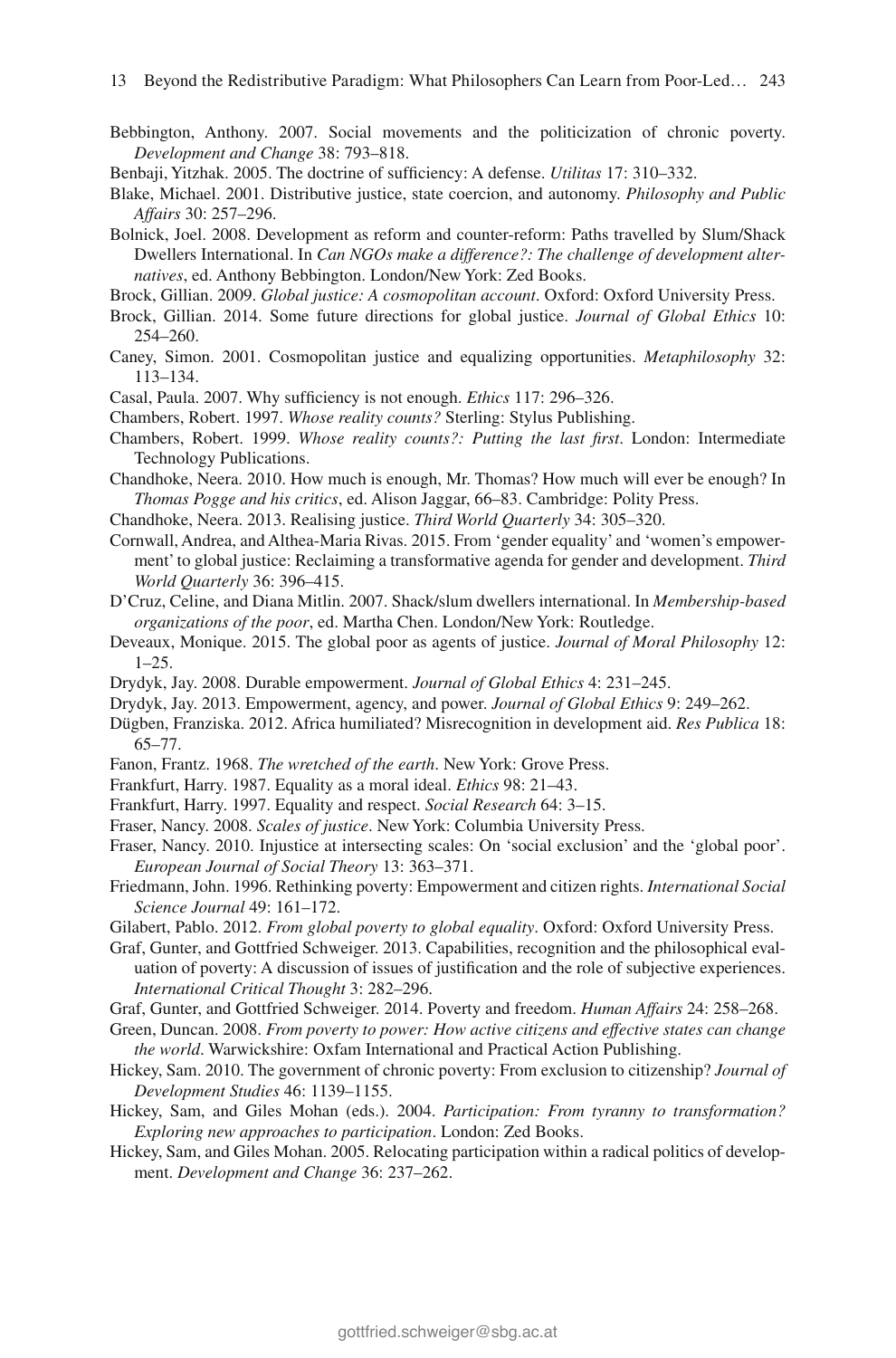Bebbington, Anthony. 2007. Social movements and the politicization of chronic poverty. *Development and Change* 38: 793–818.

Benbaji, Yitzhak. 2005. The doctrine of sufficiency: A defense. *Utilitas* 17: 310–332.

Blake, Michael. 2001. Distributive justice, state coercion, and autonomy. *Philosophy and Public Affairs* 30: 257–296.

Bolnick, Joel. 2008. Development as reform and counter-reform: Paths travelled by Slum/Shack Dwellers International. In *Can NGOs make a difference?: The challenge of development alternatives*, ed. Anthony Bebbington. London/New York: Zed Books.

Brock, Gillian. 2009. *Global justice: A cosmopolitan account*. Oxford: Oxford University Press.

Brock, Gillian. 2014. Some future directions for global justice. *Journal of Global Ethics* 10: 254–260.

Caney, Simon. 2001. Cosmopolitan justice and equalizing opportunities. *Metaphilosophy* 32: 113–134.

Casal, Paula. 2007. Why sufficiency is not enough. *Ethics* 117: 296–326.

Chambers, Robert. 1997. *Whose reality counts?* Sterling: Stylus Publishing.

Chambers, Robert. 1999. *Whose reality counts?: Putting the last first*. London: Intermediate Technology Publications.

Chandhoke, Neera. 2010. How much is enough, Mr. Thomas? How much will ever be enough? In *Thomas Pogge and his critics*, ed. Alison Jaggar, 66–83. Cambridge: Polity Press.

Chandhoke, Neera. 2013. Realising justice. *Third World Quarterly* 34: 305–320.

Cornwall, Andrea, and Althea-Maria Rivas. 2015. From 'gender equality' and 'women's empowerment' to global justice: Reclaiming a transformative agenda for gender and development. *Third World Quarterly* 36: 396–415.

D'Cruz, Celine, and Diana Mitlin. 2007. Shack/slum dwellers international. In *Membership-based organizations of the poor*, ed. Martha Chen. London/New York: Routledge.

Deveaux, Monique. 2015. The global poor as agents of justice. *Journal of Moral Philosophy* 12: 1–25.

Drydyk, Jay. 2008. Durable empowerment. *Journal of Global Ethics* 4: 231–245.

Drydyk, Jay. 2013. Empowerment, agency, and power. *Journal of Global Ethics* 9: 249–262.

Dügben, Franziska. 2012. Africa humiliated? Misrecognition in development aid. *Res Publica* 18: 65–77.

Fanon, Frantz. 1968. *The wretched of the earth*. New York: Grove Press.

Frankfurt, Harry. 1987. Equality as a moral ideal. *Ethics* 98: 21–43.

Frankfurt, Harry. 1997. Equality and respect. *Social Research* 64: 3–15.

Fraser, Nancy. 2008. *Scales of justice*. New York: Columbia University Press.

Fraser, Nancy. 2010. Injustice at intersecting scales: On 'social exclusion' and the 'global poor'. *European Journal of Social Theory* 13: 363–371.

Friedmann, John. 1996. Rethinking poverty: Empowerment and citizen rights. *International Social Science Journal* 49: 161–172.

Gilabert, Pablo. 2012. *From global poverty to global equality*. Oxford: Oxford University Press.

Graf, Gunter, and Gottfried Schweiger. 2013. Capabilities, recognition and the philosophical evaluation of poverty: A discussion of issues of justification and the role of subjective experiences. *International Critical Thought* 3: 282–296.

Graf, Gunter, and Gottfried Schweiger. 2014. Poverty and freedom. *Human Affairs* 24: 258–268.

Green, Duncan. 2008. *From poverty to power: How active citizens and effective states can change the world*. Warwickshire: Oxfam International and Practical Action Publishing.

Hickey, Sam. 2010. The government of chronic poverty: From exclusion to citizenship? *Journal of Development Studies* 46: 1139–1155.

Hickey, Sam, and Giles Mohan (eds.). 2004. *Participation: From tyranny to transformation? Exploring new approaches to participation*. London: Zed Books.

Hickey, Sam, and Giles Mohan. 2005. Relocating participation within a radical politics of development. *Development and Change* 36: 237–262.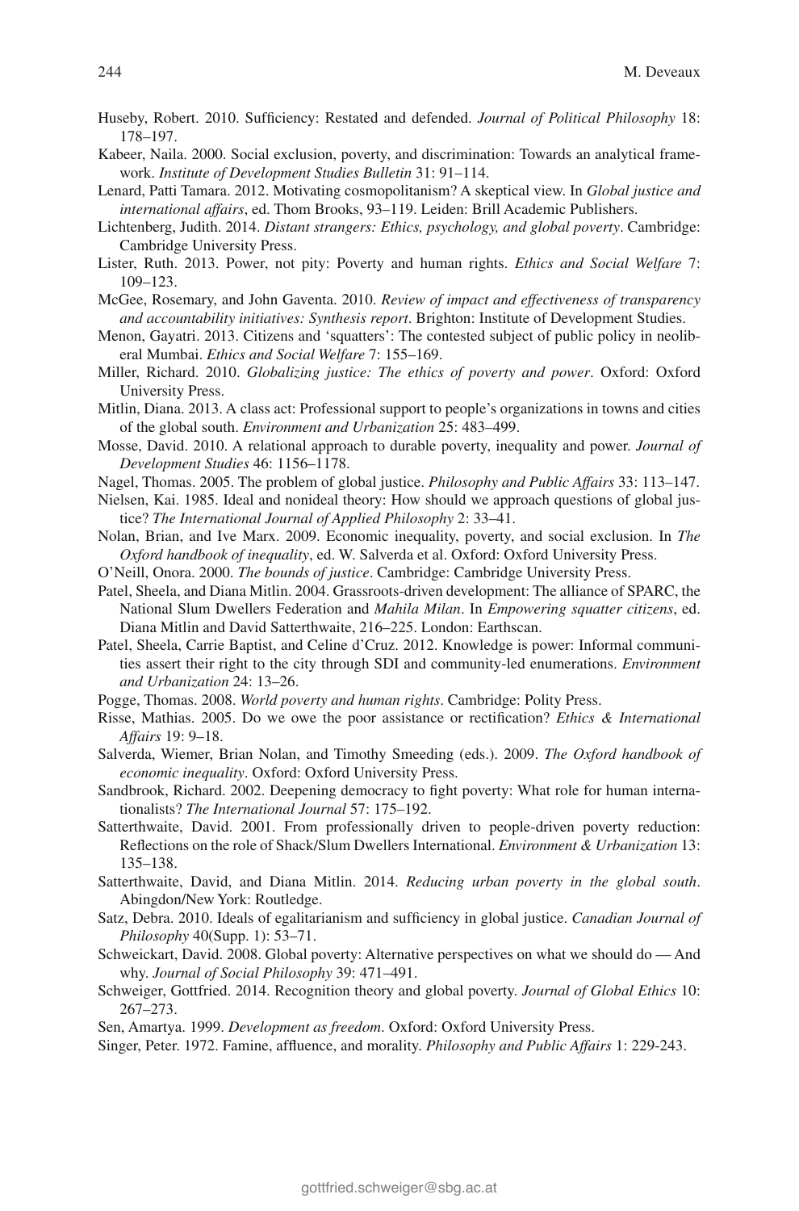Huseby, Robert. 2010. Sufficiency: Restated and defended. *Journal of Political Philosophy* 18: 178–197.

Kabeer, Naila. 2000. Social exclusion, poverty, and discrimination: Towards an analytical framework. *Institute of Development Studies Bulletin* 31: 91–114.

Lenard, Patti Tamara. 2012. Motivating cosmopolitanism? A skeptical view. In *Global justice and international affairs*, ed. Thom Brooks, 93–119. Leiden: Brill Academic Publishers.

Lichtenberg, Judith. 2014. *Distant strangers: Ethics, psychology, and global poverty*. Cambridge: Cambridge University Press.

Lister, Ruth. 2013. Power, not pity: Poverty and human rights. *Ethics and Social Welfare* 7: 109–123.

McGee, Rosemary, and John Gaventa. 2010. *Review of impact and effectiveness of transparency and accountability initiatives: Synthesis report*. Brighton: Institute of Development Studies.

Menon, Gayatri. 2013. Citizens and 'squatters': The contested subject of public policy in neoliberal Mumbai. *Ethics and Social Welfare* 7: 155–169.

Miller, Richard. 2010. *Globalizing justice: The ethics of poverty and power*. Oxford: Oxford University Press.

Mitlin, Diana. 2013. A class act: Professional support to people's organizations in towns and cities of the global south. *Environment and Urbanization* 25: 483–499.

Mosse, David. 2010. A relational approach to durable poverty, inequality and power. *Journal of Development Studies* 46: 1156–1178.

Nagel, Thomas. 2005. The problem of global justice. *Philosophy and Public Affairs* 33: 113–147.

Nielsen, Kai. 1985. Ideal and nonideal theory: How should we approach questions of global justice? *The International Journal of Applied Philosophy* 2: 33–41.

Nolan, Brian, and Ive Marx. 2009. Economic inequality, poverty, and social exclusion. In *The Oxford handbook of inequality*, ed. W. Salverda et al. Oxford: Oxford University Press.

O'Neill, Onora. 2000. *The bounds of justice*. Cambridge: Cambridge University Press.

Patel, Sheela, and Diana Mitlin. 2004. Grassroots-driven development: The alliance of SPARC, the National Slum Dwellers Federation and *Mahila Milan*. In *Empowering squatter citizens*, ed. Diana Mitlin and David Satterthwaite, 216–225. London: Earthscan.

Patel, Sheela, Carrie Baptist, and Celine d'Cruz. 2012. Knowledge is power: Informal communities assert their right to the city through SDI and community-led enumerations. *Environment and Urbanization* 24: 13–26.

Pogge, Thomas. 2008. *World poverty and human rights*. Cambridge: Polity Press.

Risse, Mathias. 2005. Do we owe the poor assistance or rectification? *Ethics & International Affairs* 19: 9–18.

Salverda, Wiemer, Brian Nolan, and Timothy Smeeding (eds.). 2009. *The Oxford handbook of economic inequality*. Oxford: Oxford University Press.

Sandbrook, Richard. 2002. Deepening democracy to fight poverty: What role for human internationalists? *The International Journal* 57: 175–192.

Satterthwaite, David. 2001. From professionally driven to people-driven poverty reduction: Reflections on the role of Shack/Slum Dwellers International. *Environment & Urbanization* 13: 135–138.

Satterthwaite, David, and Diana Mitlin. 2014. *Reducing urban poverty in the global south*. Abingdon/New York: Routledge.

Satz, Debra. 2010. Ideals of egalitarianism and sufficiency in global justice. *Canadian Journal of Philosophy* 40(Supp. 1): 53–71.

Schweickart, David. 2008. Global poverty: Alternative perspectives on what we should do — And why. *Journal of Social Philosophy* 39: 471–491.

Schweiger, Gottfried. 2014. Recognition theory and global poverty. *Journal of Global Ethics* 10: 267–273.

Sen, Amartya. 1999. *Development as freedom*. Oxford: Oxford University Press.

Singer, Peter. 1972. Famine, affluence, and morality. *Philosophy and Public Affairs* 1: 229-243.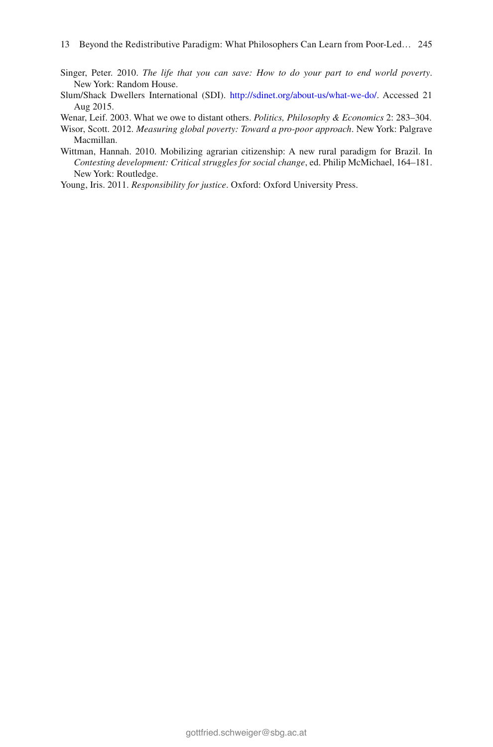Singer, Peter. 2010. *The life that you can save: How to do your part to end world poverty*. New York: Random House.

Slum/Shack Dwellers International (SDI). http://sdinet.org/about-us/what-we-do/. Accessed 21 Aug 2015.

Wenar, Leif. 2003. What we owe to distant others. *Politics, Philosophy & Economics* 2: 283–304.

Wisor, Scott. 2012. *Measuring global poverty: Toward a pro-poor approach*. New York: Palgrave Macmillan.

Wittman, Hannah. 2010. Mobilizing agrarian citizenship: A new rural paradigm for Brazil. In *Contesting development: Critical struggles for social change*, ed. Philip McMichael, 164–181. New York: Routledge.

Young, Iris. 2011. *Responsibility for justice*. Oxford: Oxford University Press.